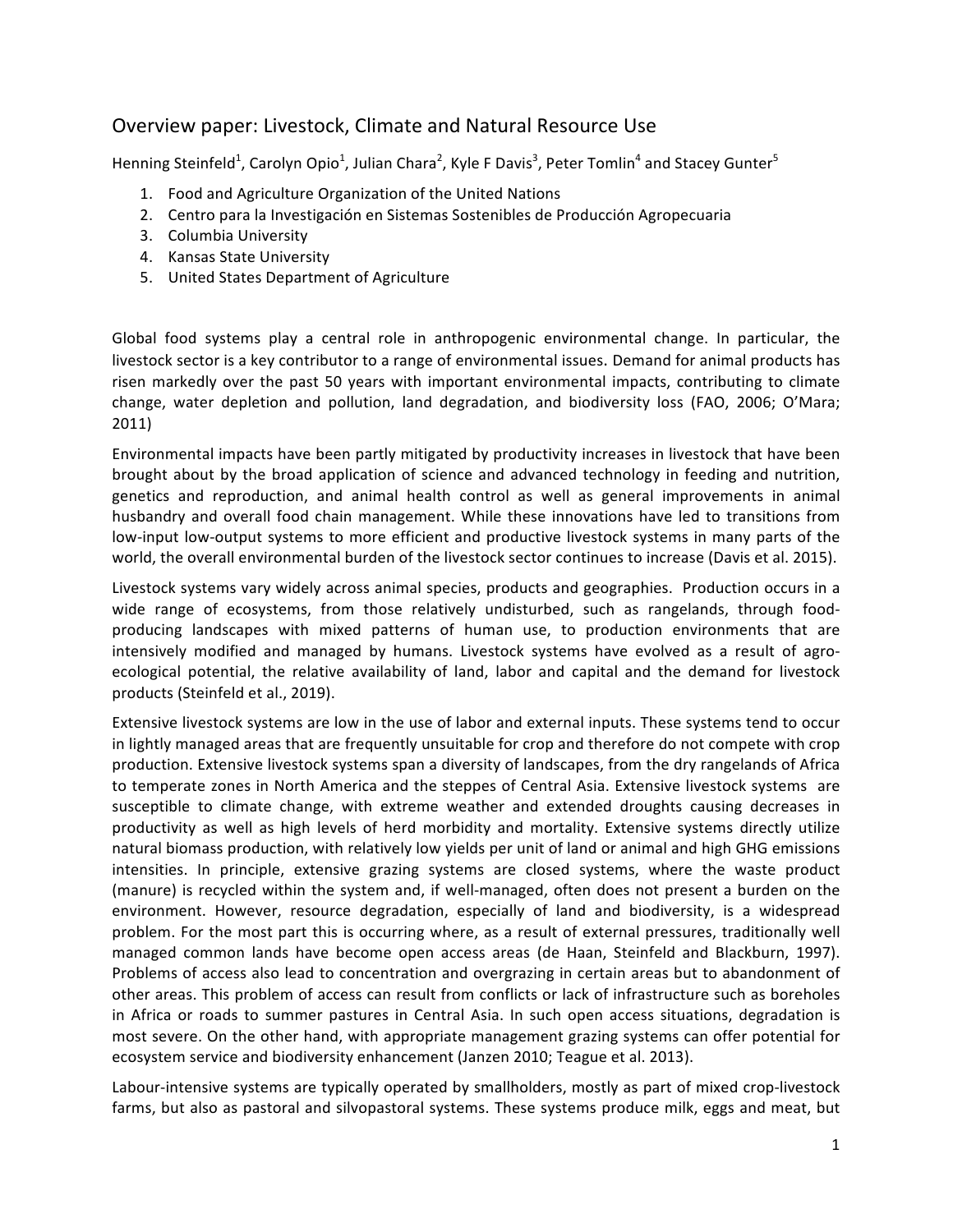# Overview paper: Livestock, Climate and Natural Resource Use

Henning Steinfeld[1], Carolyn Opio[1], Julian Chara[2], Kyle F Davis[3], Peter Tomlin[4] and Stacey Gunter[5]

1. Food and Agriculture Organization of the United Nations
2. Centro para la Investigación en Sistemas Sostenibles de Producción Agropecuaria
3. Columbia University
4. Kansas State University
5. United States Department of Agriculture

Global food systems play a central role in anthropogenic environmental change. In particular, the livestock sector is a key contributor to a range of environmental issues. Demand for animal products has risen markedly over the past 50 years with important environmental impacts, contributing to climate change, water depletion and pollution, land degradation, and biodiversity loss (FAO, 2006; O'Mara; 2011)

Environmental impacts have been partly mitigated by productivity increases in livestock that have been brought about by the broad application of science and advanced technology in feeding and nutrition, genetics and reproduction, and animal health control as well as general improvements in animal husbandry and overall food chain management. While these innovations have led to transitions from low-input low-output systems to more efficient and productive livestock systems in many parts of the world, the overall environmental burden of the livestock sector continues to increase (Davis et al. 2015).

Livestock systems vary widely across animal species, products and geographies. Production occurs in a wide range of ecosystems, from those relatively undisturbed, such as rangelands, through food-producing landscapes with mixed patterns of human use, to production environments that are intensively modified and managed by humans. Livestock systems have evolved as a result of agro-ecological potential, the relative availability of land, labor and capital and the demand for livestock products (Steinfeld et al., 2019).

Extensive livestock systems are low in the use of labor and external inputs. These systems tend to occur in lightly managed areas that are frequently unsuitable for crop and therefore do not compete with crop production. Extensive livestock systems span a diversity of landscapes, from the dry rangelands of Africa to temperate zones in North America and the steppes of Central Asia. Extensive livestock systems are susceptible to climate change, with extreme weather and extended droughts causing decreases in productivity as well as high levels of herd morbidity and mortality. Extensive systems directly utilize natural biomass production, with relatively low yields per unit of land or animal and high GHG emissions intensities. In principle, extensive grazing systems are closed systems, where the waste product (manure) is recycled within the system and, if well-managed, often does not present a burden on the environment. However, resource degradation, especially of land and biodiversity, is a widespread problem. For the most part this is occurring where, as a result of external pressures, traditionally well managed common lands have become open access areas (de Haan, Steinfeld and Blackburn, 1997). Problems of access also lead to concentration and overgrazing in certain areas but to abandonment of other areas. This problem of access can result from conflicts or lack of infrastructure such as boreholes in Africa or roads to summer pastures in Central Asia. In such open access situations, degradation is most severe. On the other hand, with appropriate management grazing systems can offer potential for ecosystem service and biodiversity enhancement (Janzen 2010; Teague et al. 2013).

Labour-intensive systems are typically operated by smallholders, mostly as part of mixed crop-livestock farms, but also as pastoral and silvopastoral systems. These systems produce milk, eggs and meat, but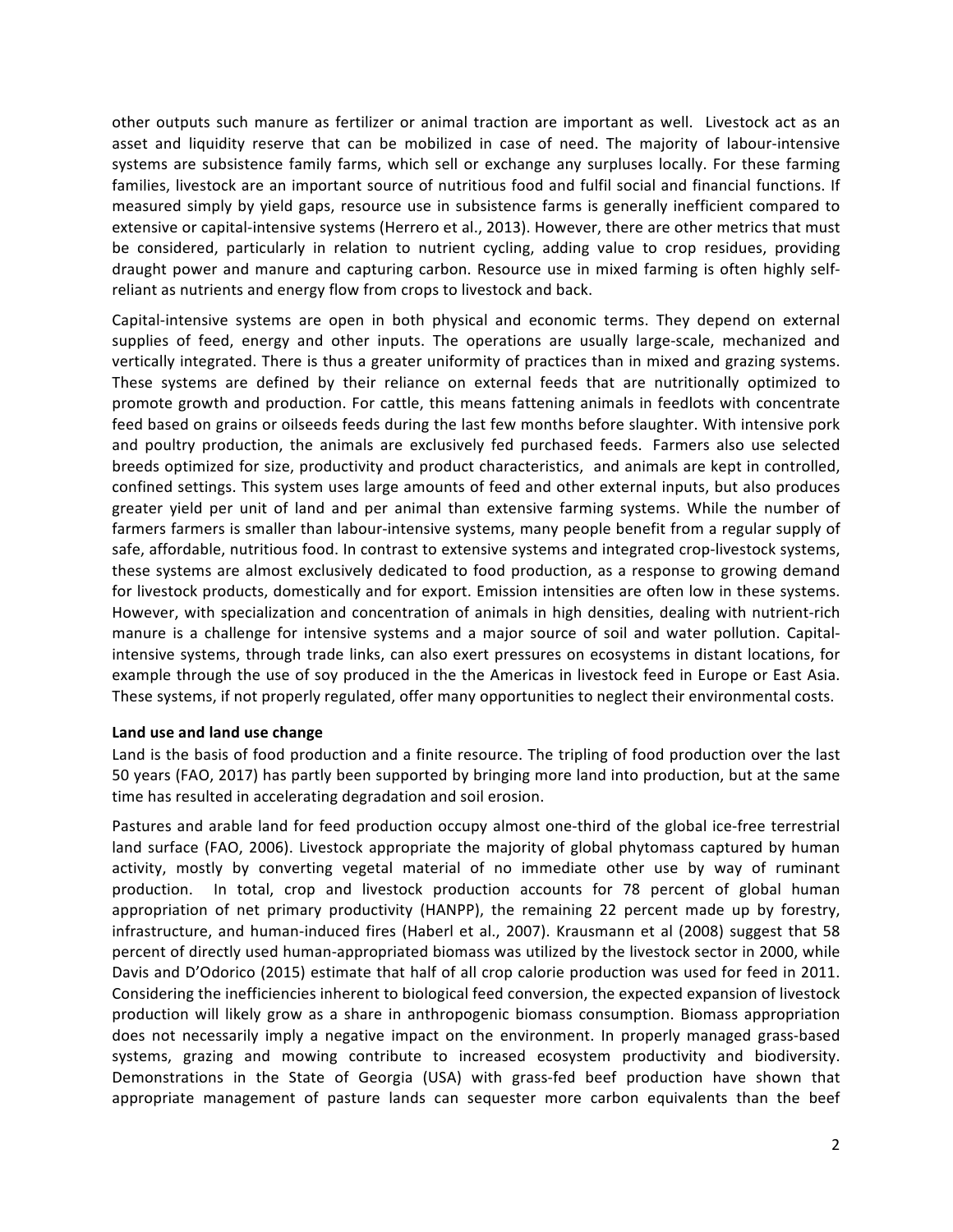other outputs such manure as fertilizer or animal traction are important as well. Livestock act as an asset and liquidity reserve that can be mobilized in case of need. The majority of labour-intensive systems are subsistence family farms, which sell or exchange any surpluses locally. For these farming families, livestock are an important source of nutritious food and fulfil social and financial functions. If measured simply by yield gaps, resource use in subsistence farms is generally inefficient compared to extensive or capital-intensive systems (Herrero et al., 2013). However, there are other metrics that must be considered, particularly in relation to nutrient cycling, adding value to crop residues, providing draught power and manure and capturing carbon. Resource use in mixed farming is often highly self-reliant as nutrients and energy flow from crops to livestock and back.

Capital-intensive systems are open in both physical and economic terms. They depend on external supplies of feed, energy and other inputs. The operations are usually large-scale, mechanized and vertically integrated. There is thus a greater uniformity of practices than in mixed and grazing systems. These systems are defined by their reliance on external feeds that are nutritionally optimized to promote growth and production. For cattle, this means fattening animals in feedlots with concentrate feed based on grains or oilseeds feeds during the last few months before slaughter. With intensive pork and poultry production, the animals are exclusively fed purchased feeds. Farmers also use selected breeds optimized for size, productivity and product characteristics, and animals are kept in controlled, confined settings. This system uses large amounts of feed and other external inputs, but also produces greater yield per unit of land and per animal than extensive farming systems. While the number of farmers farmers is smaller than labour-intensive systems, many people benefit from a regular supply of safe, affordable, nutritious food. In contrast to extensive systems and integrated crop-livestock systems, these systems are almost exclusively dedicated to food production, as a response to growing demand for livestock products, domestically and for export. Emission intensities are often low in these systems. However, with specialization and concentration of animals in high densities, dealing with nutrient-rich manure is a challenge for intensive systems and a major source of soil and water pollution. Capital-intensive systems, through trade links, can also exert pressures on ecosystems in distant locations, for example through the use of soy produced in the the Americas in livestock feed in Europe or East Asia. These systems, if not properly regulated, offer many opportunities to neglect their environmental costs.

**Land use and land use change**

Land is the basis of food production and a finite resource. The tripling of food production over the last 50 years (FAO, 2017) has partly been supported by bringing more land into production, but at the same time has resulted in accelerating degradation and soil erosion.

Pastures and arable land for feed production occupy almost one-third of the global ice-free terrestrial land surface (FAO, 2006). Livestock appropriate the majority of global phytomass captured by human activity, mostly by converting vegetal material of no immediate other use by way of ruminant production. In total, crop and livestock production accounts for 78 percent of global human appropriation of net primary productivity (HANPP), the remaining 22 percent made up by forestry, infrastructure, and human-induced fires (Haberl et al., 2007). Krausmann et al (2008) suggest that 58 percent of directly used human-appropriated biomass was utilized by the livestock sector in 2000, while Davis and D'Odorico (2015) estimate that half of all crop calorie production was used for feed in 2011. Considering the inefficiencies inherent to biological feed conversion, the expected expansion of livestock production will likely grow as a share in anthropogenic biomass consumption. Biomass appropriation does not necessarily imply a negative impact on the environment. In properly managed grass-based systems, grazing and mowing contribute to increased ecosystem productivity and biodiversity. Demonstrations in the State of Georgia (USA) with grass-fed beef production have shown that appropriate management of pasture lands can sequester more carbon equivalents than the beef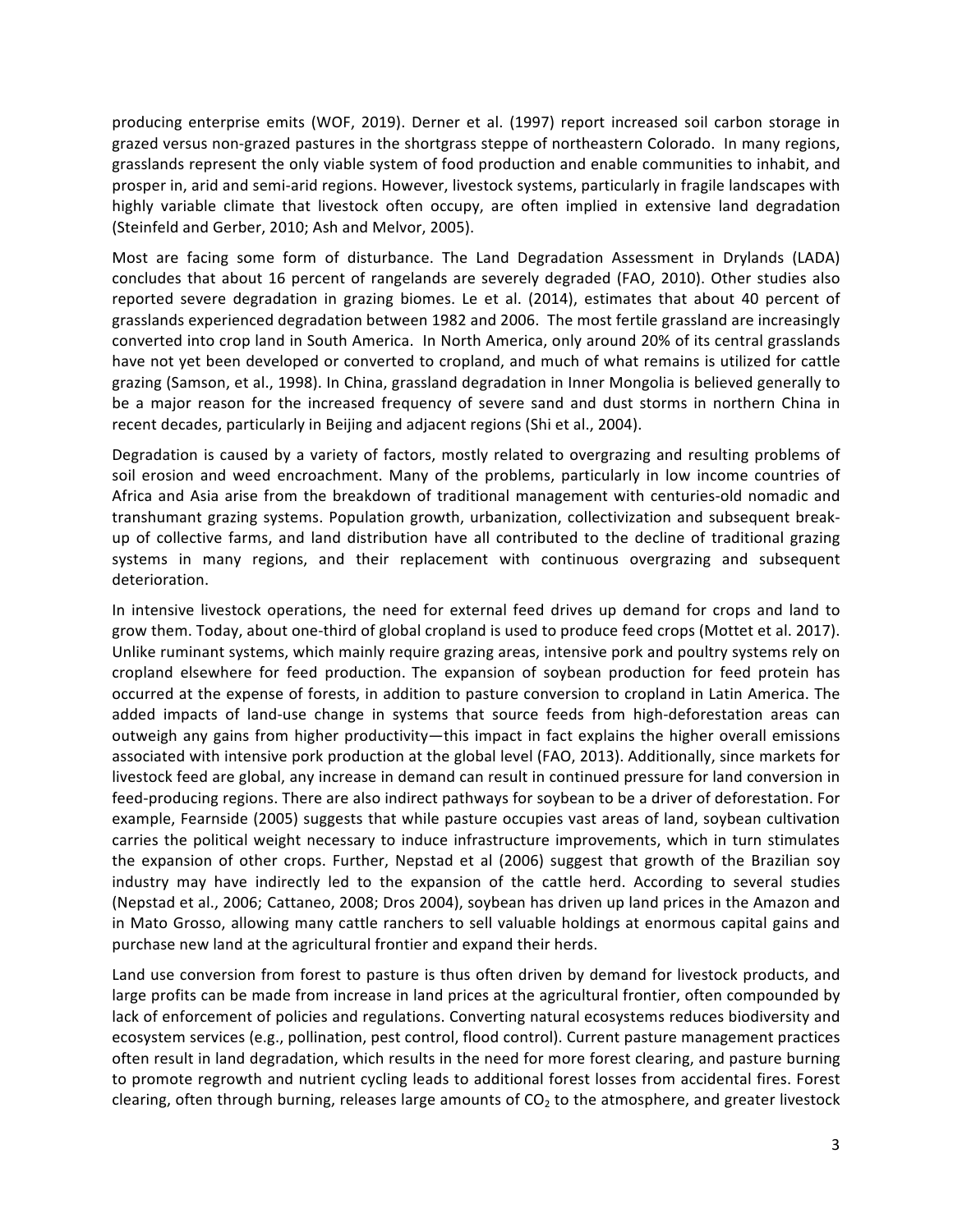producing enterprise emits (WOF, 2019). Derner et al. (1997) report increased soil carbon storage in grazed versus non-grazed pastures in the shortgrass steppe of northeastern Colorado. In many regions, grasslands represent the only viable system of food production and enable communities to inhabit, and prosper in, arid and semi-arid regions. However, livestock systems, particularly in fragile landscapes with highly variable climate that livestock often occupy, are often implied in extensive land degradation (Steinfeld and Gerber, 2010; Ash and Melvor, 2005).

Most are facing some form of disturbance. The Land Degradation Assessment in Drylands (LADA) concludes that about 16 percent of rangelands are severely degraded (FAO, 2010). Other studies also reported severe degradation in grazing biomes. Le et al. (2014), estimates that about 40 percent of grasslands experienced degradation between 1982 and 2006. The most fertile grassland are increasingly converted into crop land in South America. In North America, only around 20% of its central grasslands have not yet been developed or converted to cropland, and much of what remains is utilized for cattle grazing (Samson, et al., 1998). In China, grassland degradation in Inner Mongolia is believed generally to be a major reason for the increased frequency of severe sand and dust storms in northern China in recent decades, particularly in Beijing and adjacent regions (Shi et al., 2004).

Degradation is caused by a variety of factors, mostly related to overgrazing and resulting problems of soil erosion and weed encroachment. Many of the problems, particularly in low income countries of Africa and Asia arise from the breakdown of traditional management with centuries-old nomadic and transhumant grazing systems. Population growth, urbanization, collectivization and subsequent break-up of collective farms, and land distribution have all contributed to the decline of traditional grazing systems in many regions, and their replacement with continuous overgrazing and subsequent deterioration.

In intensive livestock operations, the need for external feed drives up demand for crops and land to grow them. Today, about one-third of global cropland is used to produce feed crops (Mottet et al. 2017). Unlike ruminant systems, which mainly require grazing areas, intensive pork and poultry systems rely on cropland elsewhere for feed production. The expansion of soybean production for feed protein has occurred at the expense of forests, in addition to pasture conversion to cropland in Latin America. The added impacts of land-use change in systems that source feeds from high-deforestation areas can outweigh any gains from higher productivity—this impact in fact explains the higher overall emissions associated with intensive pork production at the global level (FAO, 2013). Additionally, since markets for livestock feed are global, any increase in demand can result in continued pressure for land conversion in feed-producing regions. There are also indirect pathways for soybean to be a driver of deforestation. For example, Fearnside (2005) suggests that while pasture occupies vast areas of land, soybean cultivation carries the political weight necessary to induce infrastructure improvements, which in turn stimulates the expansion of other crops. Further, Nepstad et al (2006) suggest that growth of the Brazilian soy industry may have indirectly led to the expansion of the cattle herd. According to several studies (Nepstad et al., 2006; Cattaneo, 2008; Dros 2004), soybean has driven up land prices in the Amazon and in Mato Grosso, allowing many cattle ranchers to sell valuable holdings at enormous capital gains and purchase new land at the agricultural frontier and expand their herds.

Land use conversion from forest to pasture is thus often driven by demand for livestock products, and large profits can be made from increase in land prices at the agricultural frontier, often compounded by lack of enforcement of policies and regulations. Converting natural ecosystems reduces biodiversity and ecosystem services (e.g., pollination, pest control, flood control). Current pasture management practices often result in land degradation, which results in the need for more forest clearing, and pasture burning to promote regrowth and nutrient cycling leads to additional forest losses from accidental fires. Forest clearing, often through burning, releases large amounts of $CO_2$ to the atmosphere, and greater livestock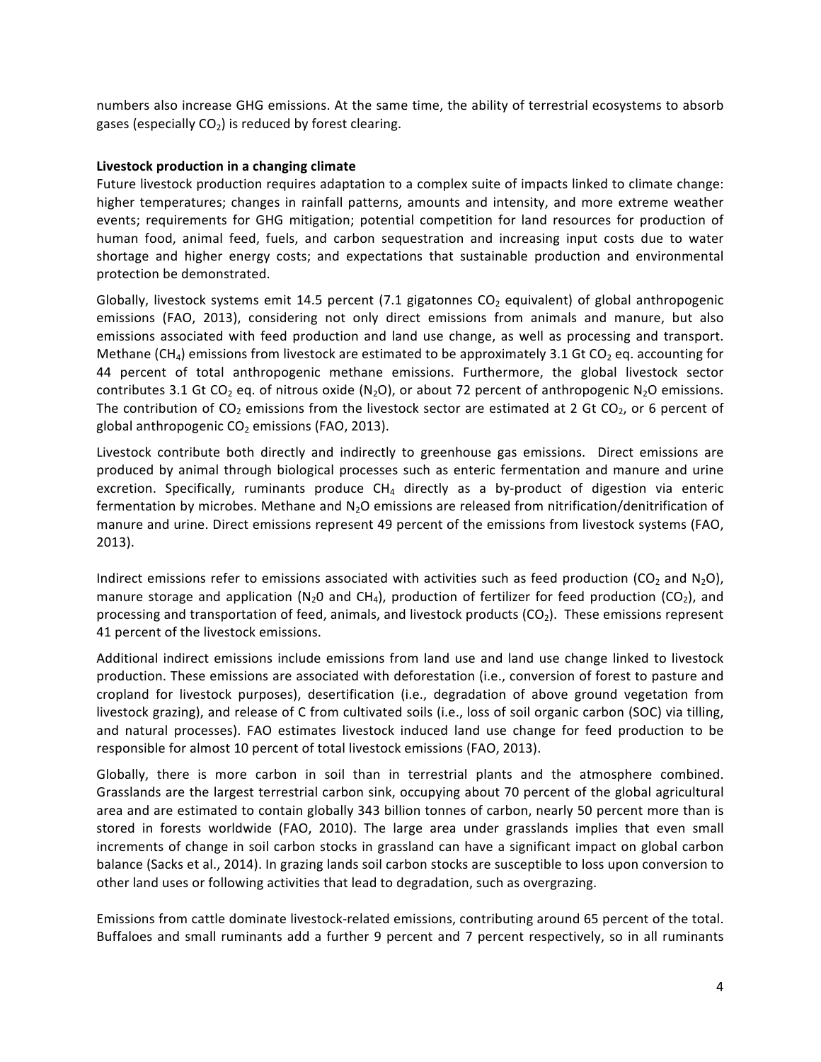numbers also increase GHG emissions. At the same time, the ability of terrestrial ecosystems to absorb gases (especially $CO_2$) is reduced by forest clearing.

**Livestock production in a changing climate**

Future livestock production requires adaptation to a complex suite of impacts linked to climate change: higher temperatures; changes in rainfall patterns, amounts and intensity, and more extreme weather events; requirements for GHG mitigation; potential competition for land resources for production of human food, animal feed, fuels, and carbon sequestration and increasing input costs due to water shortage and higher energy costs; and expectations that sustainable production and environmental protection be demonstrated.

Globally, livestock systems emit 14.5 percent (7.1 gigatonnes $CO_2$ equivalent) of global anthropogenic emissions (FAO, 2013), considering not only direct emissions from animals and manure, but also emissions associated with feed production and land use change, as well as processing and transport. Methane ($CH_4$) emissions from livestock are estimated to be approximately 3.1 Gt $CO_2$ eq. accounting for 44 percent of total anthropogenic methane emissions. Furthermore, the global livestock sector contributes 3.1 Gt $CO_2$ eq. of nitrous oxide ($N_2O$), or about 72 percent of anthropogenic $N_2O$ emissions. The contribution of $CO_2$ emissions from the livestock sector are estimated at 2 Gt $CO_2$, or 6 percent of global anthropogenic $CO_2$ emissions (FAO, 2013).

Livestock contribute both directly and indirectly to greenhouse gas emissions. Direct emissions are produced by animal through biological processes such as enteric fermentation and manure and urine excretion. Specifically, ruminants produce $CH_4$ directly as a by-product of digestion via enteric fermentation by microbes. Methane and $N_2O$ emissions are released from nitrification/denitrification of manure and urine. Direct emissions represent 49 percent of the emissions from livestock systems (FAO, 2013).

Indirect emissions refer to emissions associated with activities such as feed production ($CO_2$ and $N_2O$), manure storage and application ($N_20$ and $CH_4$), production of fertilizer for feed production ($CO_2$), and processing and transportation of feed, animals, and livestock products ($CO_2$). These emissions represent 41 percent of the livestock emissions.

Additional indirect emissions include emissions from land use and land use change linked to livestock production. These emissions are associated with deforestation (i.e., conversion of forest to pasture and cropland for livestock purposes), desertification (i.e., degradation of above ground vegetation from livestock grazing), and release of C from cultivated soils (i.e., loss of soil organic carbon (SOC) via tilling, and natural processes). FAO estimates livestock induced land use change for feed production to be responsible for almost 10 percent of total livestock emissions (FAO, 2013).

Globally, there is more carbon in soil than in terrestrial plants and the atmosphere combined. Grasslands are the largest terrestrial carbon sink, occupying about 70 percent of the global agricultural area and are estimated to contain globally 343 billion tonnes of carbon, nearly 50 percent more than is stored in forests worldwide (FAO, 2010). The large area under grasslands implies that even small increments of change in soil carbon stocks in grassland can have a significant impact on global carbon balance (Sacks et al., 2014). In grazing lands soil carbon stocks are susceptible to loss upon conversion to other land uses or following activities that lead to degradation, such as overgrazing.

Emissions from cattle dominate livestock-related emissions, contributing around 65 percent of the total. Buffaloes and small ruminants add a further 9 percent and 7 percent respectively, so in all ruminants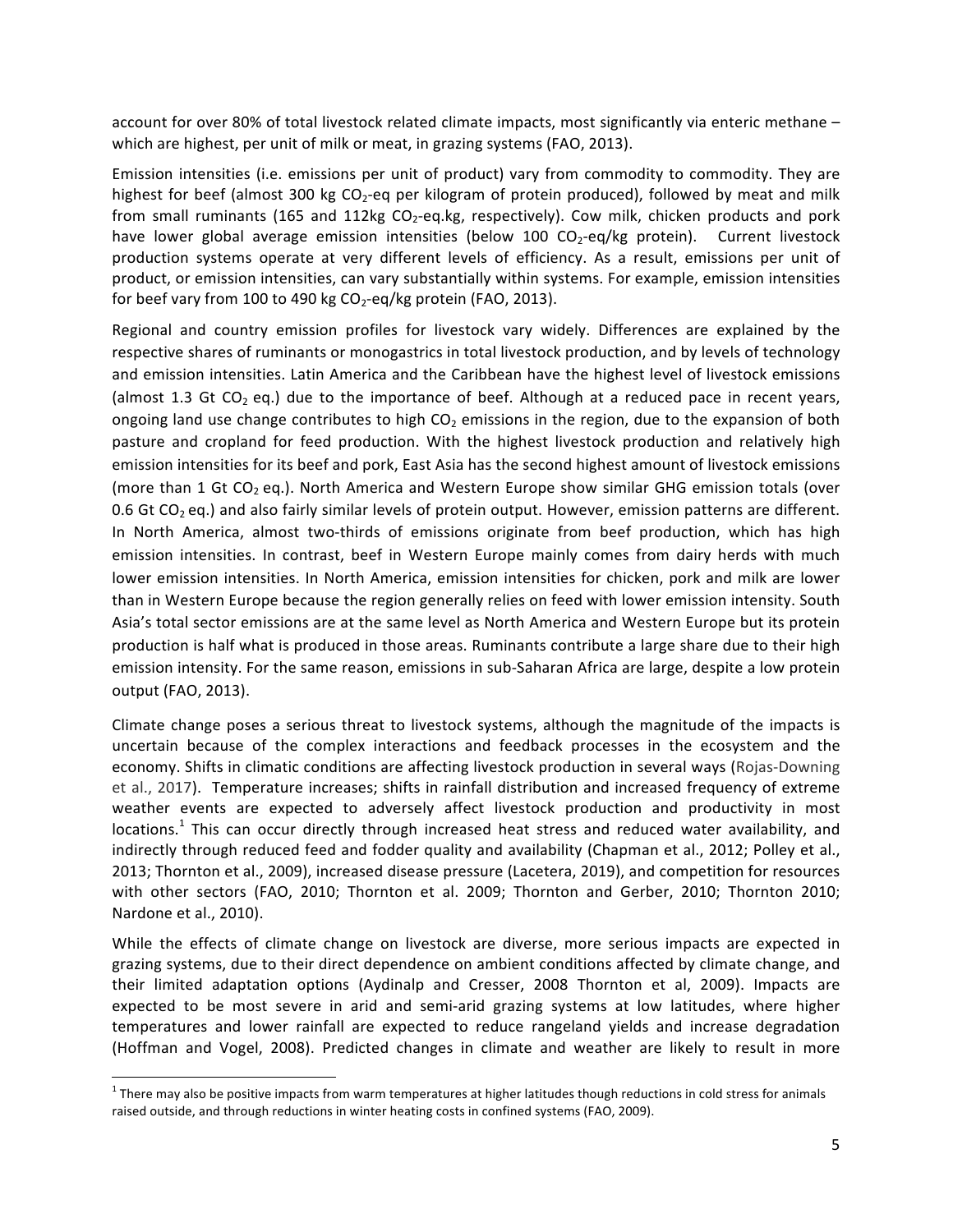account for over 80% of total livestock related climate impacts, most significantly via enteric methane – which are highest, per unit of milk or meat, in grazing systems (FAO, 2013).

Emission intensities (i.e. emissions per unit of product) vary from commodity to commodity. They are highest for beef (almost 300 kg $CO_2$-eq per kilogram of protein produced), followed by meat and milk from small ruminants (165 and 112kg $CO_2$-eq.kg, respectively). Cow milk, chicken products and pork have lower global average emission intensities (below 100 $CO_2$-eq/kg protein). Current livestock production systems operate at very different levels of efficiency. As a result, emissions per unit of product, or emission intensities, can vary substantially within systems. For example, emission intensities for beef vary from 100 to 490 kg $CO_2$-eq/kg protein (FAO, 2013).

Regional and country emission profiles for livestock vary widely. Differences are explained by the respective shares of ruminants or monogastrics in total livestock production, and by levels of technology and emission intensities. Latin America and the Caribbean have the highest level of livestock emissions (almost 1.3 Gt $CO_2$ eq.) due to the importance of beef. Although at a reduced pace in recent years, ongoing land use change contributes to high $CO_2$ emissions in the region, due to the expansion of both pasture and cropland for feed production. With the highest livestock production and relatively high emission intensities for its beef and pork, East Asia has the second highest amount of livestock emissions (more than 1 Gt $CO_2$ eq.). North America and Western Europe show similar GHG emission totals (over 0.6 Gt $CO_2$ eq.) and also fairly similar levels of protein output. However, emission patterns are different. In North America, almost two-thirds of emissions originate from beef production, which has high emission intensities. In contrast, beef in Western Europe mainly comes from dairy herds with much lower emission intensities. In North America, emission intensities for chicken, pork and milk are lower than in Western Europe because the region generally relies on feed with lower emission intensity. South Asia's total sector emissions are at the same level as North America and Western Europe but its protein production is half what is produced in those areas. Ruminants contribute a large share due to their high emission intensity. For the same reason, emissions in sub-Saharan Africa are large, despite a low protein output (FAO, 2013).

Climate change poses a serious threat to livestock systems, although the magnitude of the impacts is uncertain because of the complex interactions and feedback processes in the ecosystem and the economy. Shifts in climatic conditions are affecting livestock production in several ways (Rojas-Downing et al., 2017). Temperature increases; shifts in rainfall distribution and increased frequency of extreme weather events are expected to adversely affect livestock production and productivity in most locations.[1] This can occur directly through increased heat stress and reduced water availability, and indirectly through reduced feed and fodder quality and availability (Chapman et al., 2012; Polley et al., 2013; Thornton et al., 2009), increased disease pressure (Lacetera, 2019), and competition for resources with other sectors (FAO, 2010; Thornton et al. 2009; Thornton and Gerber, 2010; Thornton 2010; Nardone et al., 2010).

While the effects of climate change on livestock are diverse, more serious impacts are expected in grazing systems, due to their direct dependence on ambient conditions affected by climate change, and their limited adaptation options (Aydinalp and Cresser, 2008 Thornton et al, 2009). Impacts are expected to be most severe in arid and semi-arid grazing systems at low latitudes, where higher temperatures and lower rainfall are expected to reduce rangeland yields and increase degradation (Hoffman and Vogel, 2008). Predicted changes in climate and weather are likely to result in more

[1] There may also be positive impacts from warm temperatures at higher latitudes though reductions in cold stress for animals raised outside, and through reductions in winter heating costs in confined systems (FAO, 2009).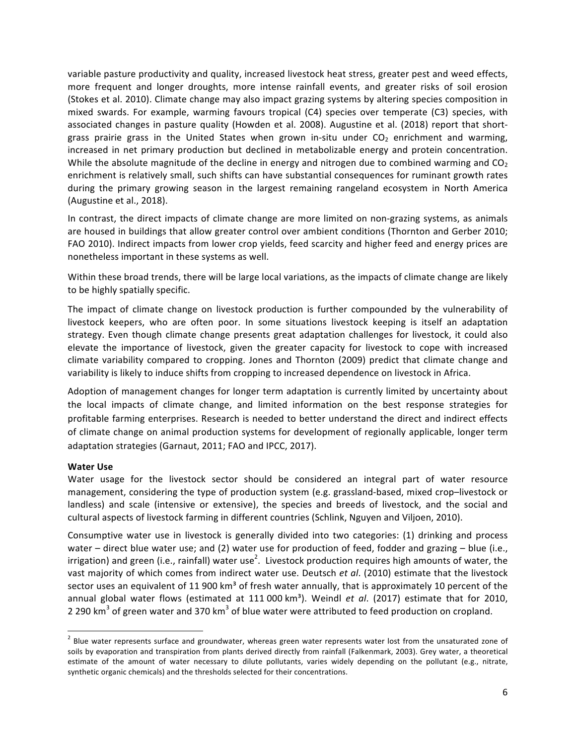variable pasture productivity and quality, increased livestock heat stress, greater pest and weed effects, more frequent and longer droughts, more intense rainfall events, and greater risks of soil erosion (Stokes et al. 2010). Climate change may also impact grazing systems by altering species composition in mixed swards. For example, warming favours tropical (C4) species over temperate (C3) species, with associated changes in pasture quality (Howden et al. 2008). Augustine et al. (2018) report that short-grass prairie grass in the United States when grown in-situ under $CO_2$ enrichment and warming, increased in net primary production but declined in metabolizable energy and protein concentration. While the absolute magnitude of the decline in energy and nitrogen due to combined warming and $CO_2$ enrichment is relatively small, such shifts can have substantial consequences for ruminant growth rates during the primary growing season in the largest remaining rangeland ecosystem in North America (Augustine et al., 2018).

In contrast, the direct impacts of climate change are more limited on non-grazing systems, as animals are housed in buildings that allow greater control over ambient conditions (Thornton and Gerber 2010; FAO 2010). Indirect impacts from lower crop yields, feed scarcity and higher feed and energy prices are nonetheless important in these systems as well.

Within these broad trends, there will be large local variations, as the impacts of climate change are likely to be highly spatially specific.

The impact of climate change on livestock production is further compounded by the vulnerability of livestock keepers, who are often poor. In some situations livestock keeping is itself an adaptation strategy. Even though climate change presents great adaptation challenges for livestock, it could also elevate the importance of livestock, given the greater capacity for livestock to cope with increased climate variability compared to cropping. Jones and Thornton (2009) predict that climate change and variability is likely to induce shifts from cropping to increased dependence on livestock in Africa.

Adoption of management changes for longer term adaptation is currently limited by uncertainty about the local impacts of climate change, and limited information on the best response strategies for profitable farming enterprises. Research is needed to better understand the direct and indirect effects of climate change on animal production systems for development of regionally applicable, longer term adaptation strategies (Garnaut, 2011; FAO and IPCC, 2017).

**Water Use**

Water usage for the livestock sector should be considered an integral part of water resource management, considering the type of production system (e.g. grassland-based, mixed crop–livestock or landless) and scale (intensive or extensive), the species and breeds of livestock, and the social and cultural aspects of livestock farming in different countries (Schlink, Nguyen and Viljoen, 2010).

Consumptive water use in livestock is generally divided into two categories: (1) drinking and process water – direct blue water use; and (2) water use for production of feed, fodder and grazing – blue (i.e., irrigation) and green (i.e., rainfall) water use[2]. Livestock production requires high amounts of water, the vast majority of which comes from indirect water use. Deutsch *et al*. (2010) estimate that the livestock sector uses an equivalent of 11 900 km³ of fresh water annually, that is approximately 10 percent of the annual global water flows (estimated at 111 000 km³). Weindl *et al*. (2017) estimate that for 2010, 2 290 km³ of green water and 370 km³ of blue water were attributed to feed production on cropland.

[2] Blue water represents surface and groundwater, whereas green water represents water lost from the unsaturated zone of soils by evaporation and transpiration from plants derived directly from rainfall (Falkenmark, 2003). Grey water, a theoretical estimate of the amount of water necessary to dilute pollutants, varies widely depending on the pollutant (e.g., nitrate, synthetic organic chemicals) and the thresholds selected for their concentrations.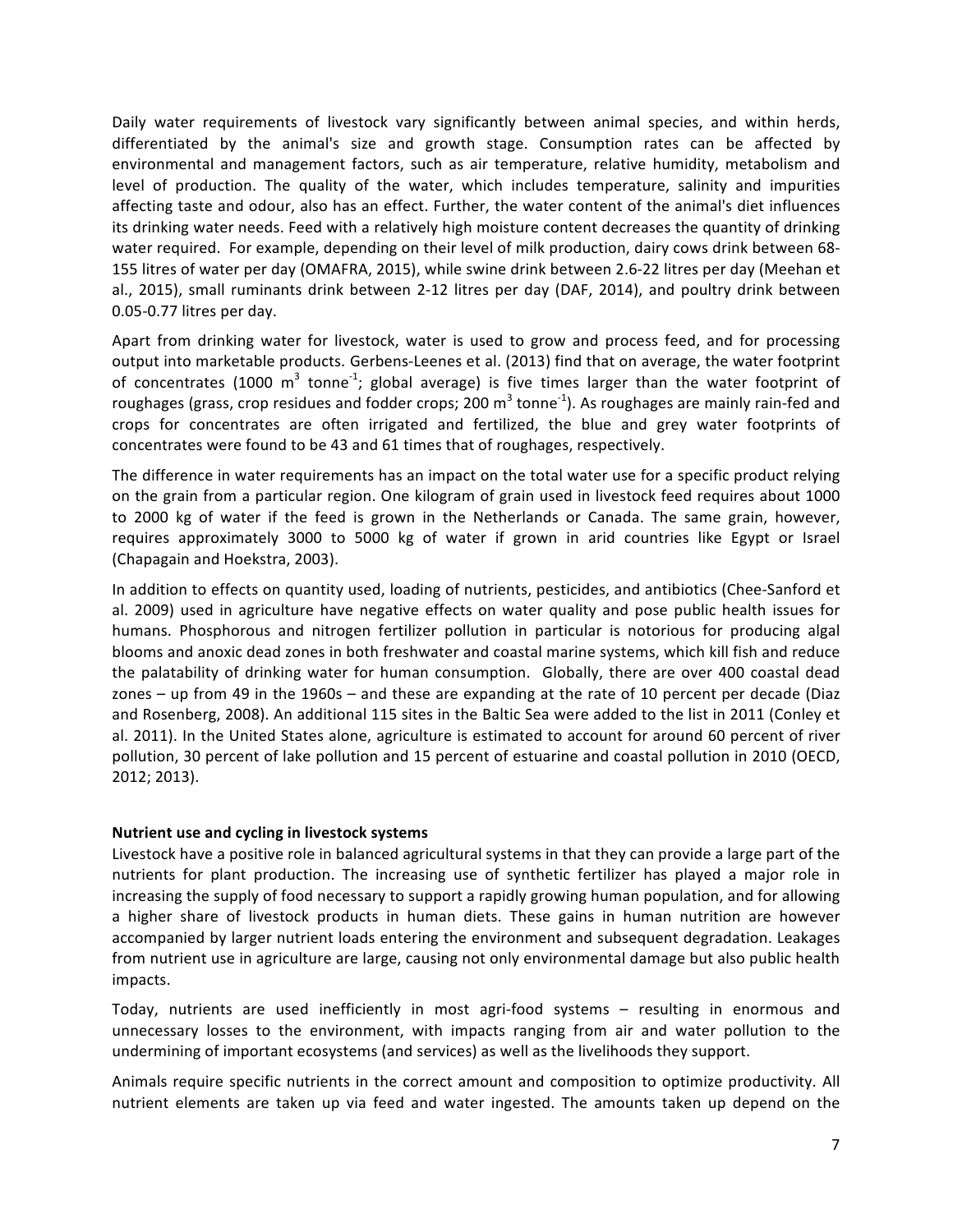Daily water requirements of livestock vary significantly between animal species, and within herds, differentiated by the animal's size and growth stage. Consumption rates can be affected by environmental and management factors, such as air temperature, relative humidity, metabolism and level of production. The quality of the water, which includes temperature, salinity and impurities affecting taste and odour, also has an effect. Further, the water content of the animal's diet influences its drinking water needs. Feed with a relatively high moisture content decreases the quantity of drinking water required. For example, depending on their level of milk production, dairy cows drink between 68-155 litres of water per day (OMAFRA, 2015), while swine drink between 2.6-22 litres per day (Meehan et al., 2015), small ruminants drink between 2-12 litres per day (DAF, 2014), and poultry drink between 0.05-0.77 litres per day.

Apart from drinking water for livestock, water is used to grow and process feed, and for processing output into marketable products. Gerbens-Leenes et al. (2013) find that on average, the water footprint of concentrates (1000 $m^3$ $tonne^{-1}$; global average) is five times larger than the water footprint of roughages (grass, crop residues and fodder crops; 200 $m^3$ $tonne^{-1}$). As roughages are mainly rain-fed and crops for concentrates are often irrigated and fertilized, the blue and grey water footprints of concentrates were found to be 43 and 61 times that of roughages, respectively.

The difference in water requirements has an impact on the total water use for a specific product relying on the grain from a particular region. One kilogram of grain used in livestock feed requires about 1000 to 2000 kg of water if the feed is grown in the Netherlands or Canada. The same grain, however, requires approximately 3000 to 5000 kg of water if grown in arid countries like Egypt or Israel (Chapagain and Hoekstra, 2003).

In addition to effects on quantity used, loading of nutrients, pesticides, and antibiotics (Chee-Sanford et al. 2009) used in agriculture have negative effects on water quality and pose public health issues for humans. Phosphorous and nitrogen fertilizer pollution in particular is notorious for producing algal blooms and anoxic dead zones in both freshwater and coastal marine systems, which kill fish and reduce the palatability of drinking water for human consumption. Globally, there are over 400 coastal dead zones – up from 49 in the 1960s – and these are expanding at the rate of 10 percent per decade (Diaz and Rosenberg, 2008). An additional 115 sites in the Baltic Sea were added to the list in 2011 (Conley et al. 2011). In the United States alone, agriculture is estimated to account for around 60 percent of river pollution, 30 percent of lake pollution and 15 percent of estuarine and coastal pollution in 2010 (OECD, 2012; 2013).

**Nutrient use and cycling in livestock systems**

Livestock have a positive role in balanced agricultural systems in that they can provide a large part of the nutrients for plant production. The increasing use of synthetic fertilizer has played a major role in increasing the supply of food necessary to support a rapidly growing human population, and for allowing a higher share of livestock products in human diets. These gains in human nutrition are however accompanied by larger nutrient loads entering the environment and subsequent degradation. Leakages from nutrient use in agriculture are large, causing not only environmental damage but also public health impacts.

Today, nutrients are used inefficiently in most agri-food systems – resulting in enormous and unnecessary losses to the environment, with impacts ranging from air and water pollution to the undermining of important ecosystems (and services) as well as the livelihoods they support.

Animals require specific nutrients in the correct amount and composition to optimize productivity. All nutrient elements are taken up via feed and water ingested. The amounts taken up depend on the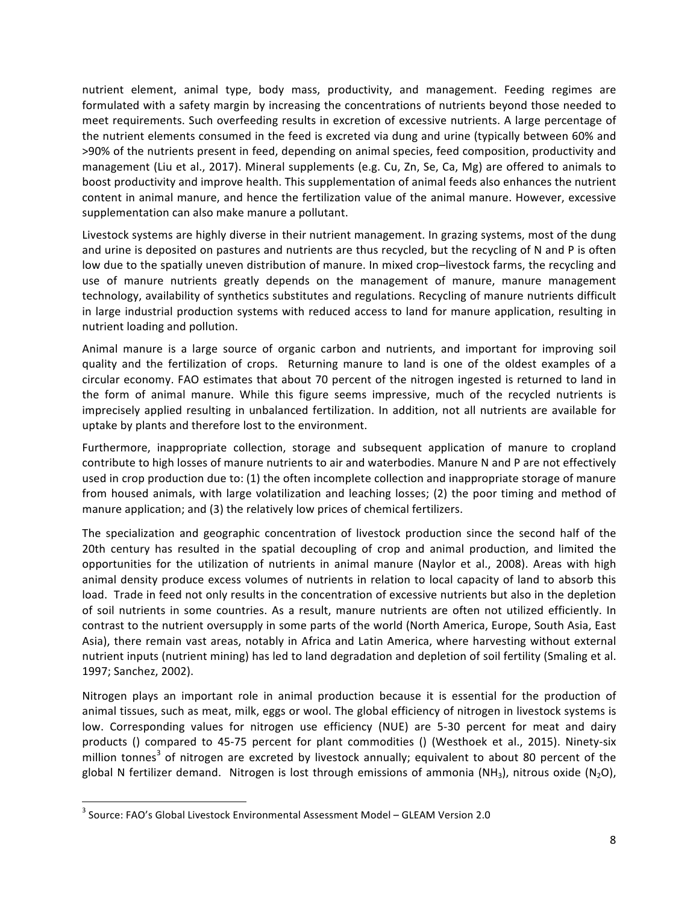nutrient element, animal type, body mass, productivity, and management. Feeding regimes are formulated with a safety margin by increasing the concentrations of nutrients beyond those needed to meet requirements. Such overfeeding results in excretion of excessive nutrients. A large percentage of the nutrient elements consumed in the feed is excreted via dung and urine (typically between 60% and >90% of the nutrients present in feed, depending on animal species, feed composition, productivity and management (Liu et al., 2017). Mineral supplements (e.g. Cu, Zn, Se, Ca, Mg) are offered to animals to boost productivity and improve health. This supplementation of animal feeds also enhances the nutrient content in animal manure, and hence the fertilization value of the animal manure. However, excessive supplementation can also make manure a pollutant.

Livestock systems are highly diverse in their nutrient management. In grazing systems, most of the dung and urine is deposited on pastures and nutrients are thus recycled, but the recycling of N and P is often low due to the spatially uneven distribution of manure. In mixed crop–livestock farms, the recycling and use of manure nutrients greatly depends on the management of manure, manure management technology, availability of synthetics substitutes and regulations. Recycling of manure nutrients difficult in large industrial production systems with reduced access to land for manure application, resulting in nutrient loading and pollution.

Animal manure is a large source of organic carbon and nutrients, and important for improving soil quality and the fertilization of crops. Returning manure to land is one of the oldest examples of a circular economy. FAO estimates that about 70 percent of the nitrogen ingested is returned to land in the form of animal manure. While this figure seems impressive, much of the recycled nutrients is imprecisely applied resulting in unbalanced fertilization. In addition, not all nutrients are available for uptake by plants and therefore lost to the environment.

Furthermore, inappropriate collection, storage and subsequent application of manure to cropland contribute to high losses of manure nutrients to air and waterbodies. Manure N and P are not effectively used in crop production due to: (1) the often incomplete collection and inappropriate storage of manure from housed animals, with large volatilization and leaching losses; (2) the poor timing and method of manure application; and (3) the relatively low prices of chemical fertilizers.

The specialization and geographic concentration of livestock production since the second half of the 20th century has resulted in the spatial decoupling of crop and animal production, and limited the opportunities for the utilization of nutrients in animal manure (Naylor et al., 2008). Areas with high animal density produce excess volumes of nutrients in relation to local capacity of land to absorb this load. Trade in feed not only results in the concentration of excessive nutrients but also in the depletion of soil nutrients in some countries. As a result, manure nutrients are often not utilized efficiently. In contrast to the nutrient oversupply in some parts of the world (North America, Europe, South Asia, East Asia), there remain vast areas, notably in Africa and Latin America, where harvesting without external nutrient inputs (nutrient mining) has led to land degradation and depletion of soil fertility (Smaling et al. 1997; Sanchez, 2002).

Nitrogen plays an important role in animal production because it is essential for the production of animal tissues, such as meat, milk, eggs or wool. The global efficiency of nitrogen in livestock systems is low. Corresponding values for nitrogen use efficiency (NUE) are 5-30 percent for meat and dairy products () compared to 45-75 percent for plant commodities () (Westhoek et al., 2015). Ninety-six million tonnes[3] of nitrogen are excreted by livestock annually; equivalent to about 80 percent of the global N fertilizer demand. Nitrogen is lost through emissions of ammonia ($NH_3$), nitrous oxide ($N_2O$),

[3] Source: FAO's Global Livestock Environmental Assessment Model – GLEAM Version 2.0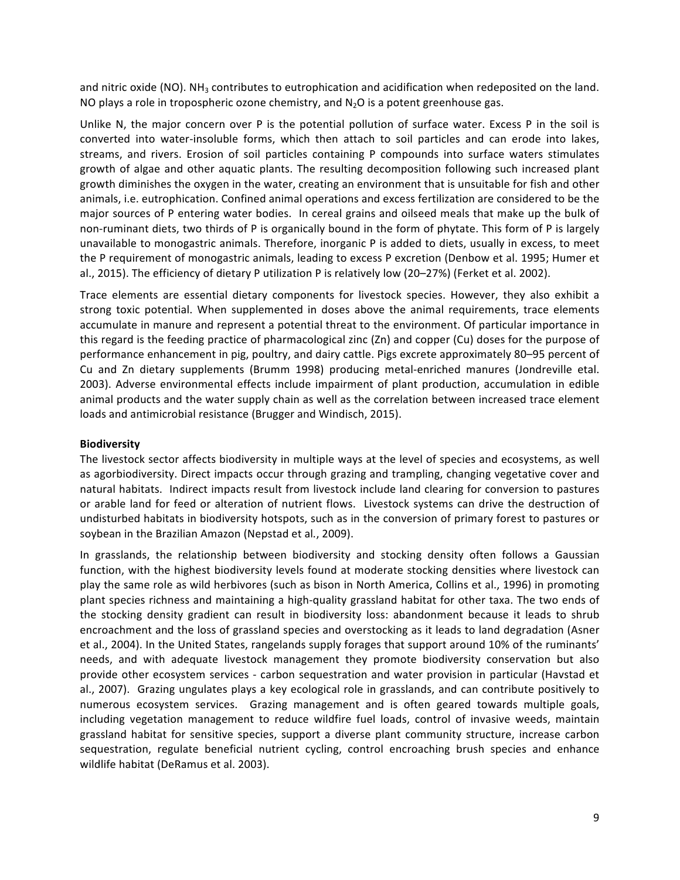and nitric oxide (NO). $NH_3$ contributes to eutrophication and acidification when redeposited on the land. NO plays a role in tropospheric ozone chemistry, and $N_2O$ is a potent greenhouse gas.

Unlike N, the major concern over P is the potential pollution of surface water. Excess P in the soil is converted into water-insoluble forms, which then attach to soil particles and can erode into lakes, streams, and rivers. Erosion of soil particles containing P compounds into surface waters stimulates growth of algae and other aquatic plants. The resulting decomposition following such increased plant growth diminishes the oxygen in the water, creating an environment that is unsuitable for fish and other animals, i.e. eutrophication. Confined animal operations and excess fertilization are considered to be the major sources of P entering water bodies. In cereal grains and oilseed meals that make up the bulk of non-ruminant diets, two thirds of P is organically bound in the form of phytate. This form of P is largely unavailable to monogastric animals. Therefore, inorganic P is added to diets, usually in excess, to meet the P requirement of monogastric animals, leading to excess P excretion (Denbow et al. 1995; Humer et al., 2015). The efficiency of dietary P utilization P is relatively low (20–27%) (Ferket et al. 2002).

Trace elements are essential dietary components for livestock species. However, they also exhibit a strong toxic potential. When supplemented in doses above the animal requirements, trace elements accumulate in manure and represent a potential threat to the environment. Of particular importance in this regard is the feeding practice of pharmacological zinc (Zn) and copper (Cu) doses for the purpose of performance enhancement in pig, poultry, and dairy cattle. Pigs excrete approximately 80–95 percent of Cu and Zn dietary supplements (Brumm 1998) producing metal-enriched manures (Jondreville etal. 2003). Adverse environmental effects include impairment of plant production, accumulation in edible animal products and the water supply chain as well as the correlation between increased trace element loads and antimicrobial resistance (Brugger and Windisch, 2015).

**Biodiversity**

The livestock sector affects biodiversity in multiple ways at the level of species and ecosystems, as well as agorbiodiversity. Direct impacts occur through grazing and trampling, changing vegetative cover and natural habitats. Indirect impacts result from livestock include land clearing for conversion to pastures or arable land for feed or alteration of nutrient flows. Livestock systems can drive the destruction of undisturbed habitats in biodiversity hotspots, such as in the conversion of primary forest to pastures or soybean in the Brazilian Amazon (Nepstad et al., 2009).

In grasslands, the relationship between biodiversity and stocking density often follows a Gaussian function, with the highest biodiversity levels found at moderate stocking densities where livestock can play the same role as wild herbivores (such as bison in North America, Collins et al., 1996) in promoting plant species richness and maintaining a high-quality grassland habitat for other taxa. The two ends of the stocking density gradient can result in biodiversity loss: abandonment because it leads to shrub encroachment and the loss of grassland species and overstocking as it leads to land degradation (Asner et al., 2004). In the United States, rangelands supply forages that support around 10% of the ruminants' needs, and with adequate livestock management they promote biodiversity conservation but also provide other ecosystem services - carbon sequestration and water provision in particular (Havstad et al., 2007). Grazing ungulates plays a key ecological role in grasslands, and can contribute positively to numerous ecosystem services. Grazing management and is often geared towards multiple goals, including vegetation management to reduce wildfire fuel loads, control of invasive weeds, maintain grassland habitat for sensitive species, support a diverse plant community structure, increase carbon sequestration, regulate beneficial nutrient cycling, control encroaching brush species and enhance wildlife habitat (DeRamus et al. 2003).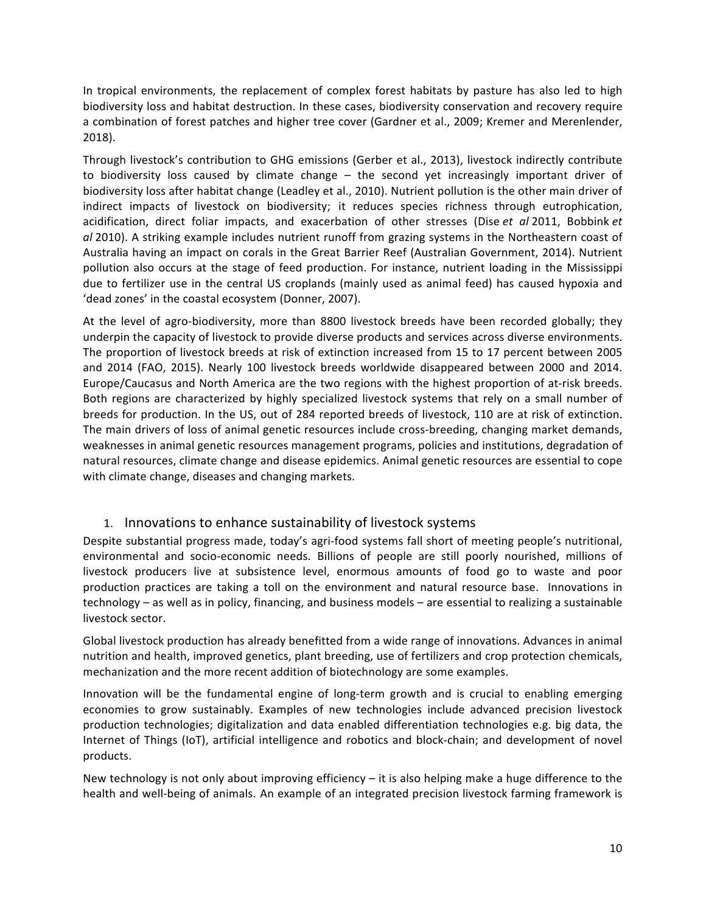In tropical environments, the replacement of complex forest habitats by pasture has also led to high biodiversity loss and habitat destruction. In these cases, biodiversity conservation and recovery require a combination of forest patches and higher tree cover (Gardner et al., 2009; Kremer and Merenlender, 2018).

Through livestock's contribution to GHG emissions (Gerber et al., 2013), livestock indirectly contribute to biodiversity loss caused by climate change – the second yet increasingly important driver of biodiversity loss after habitat change (Leadley et al., 2010). Nutrient pollution is the other main driver of indirect impacts of livestock on biodiversity; it reduces species richness through eutrophication, acidification, direct foliar impacts, and exacerbation of other stresses (Dise *et al* 2011, Bobbink *et al* 2010). A striking example includes nutrient runoff from grazing systems in the Northeastern coast of Australia having an impact on corals in the Great Barrier Reef (Australian Government, 2014). Nutrient pollution also occurs at the stage of feed production. For instance, nutrient loading in the Mississippi due to fertilizer use in the central US croplands (mainly used as animal feed) has caused hypoxia and 'dead zones' in the coastal ecosystem (Donner, 2007).

At the level of agro-biodiversity, more than 8800 livestock breeds have been recorded globally; they underpin the capacity of livestock to provide diverse products and services across diverse environments. The proportion of livestock breeds at risk of extinction increased from 15 to 17 percent between 2005 and 2014 (FAO, 2015). Nearly 100 livestock breeds worldwide disappeared between 2000 and 2014. Europe/Caucasus and North America are the two regions with the highest proportion of at-risk breeds. Both regions are characterized by highly specialized livestock systems that rely on a small number of breeds for production. In the US, out of 284 reported breeds of livestock, 110 are at risk of extinction. The main drivers of loss of animal genetic resources include cross-breeding, changing market demands, weaknesses in animal genetic resources management programs, policies and institutions, degradation of natural resources, climate change and disease epidemics. Animal genetic resources are essential to cope with climate change, diseases and changing markets.

## 1. Innovations to enhance sustainability of livestock systems

Despite substantial progress made, today's agri-food systems fall short of meeting people's nutritional, environmental and socio-economic needs. Billions of people are still poorly nourished, millions of livestock producers live at subsistence level, enormous amounts of food go to waste and poor production practices are taking a toll on the environment and natural resource base. Innovations in technology – as well as in policy, financing, and business models – are essential to realizing a sustainable livestock sector.

Global livestock production has already benefitted from a wide range of innovations. Advances in animal nutrition and health, improved genetics, plant breeding, use of fertilizers and crop protection chemicals, mechanization and the more recent addition of biotechnology are some examples.

Innovation will be the fundamental engine of long-term growth and is crucial to enabling emerging economies to grow sustainably. Examples of new technologies include advanced precision livestock production technologies; digitalization and data enabled differentiation technologies e.g. big data, the Internet of Things (IoT), artificial intelligence and robotics and block-chain; and development of novel products.

New technology is not only about improving efficiency – it is also helping make a huge difference to the health and well-being of animals. An example of an integrated precision livestock farming framework is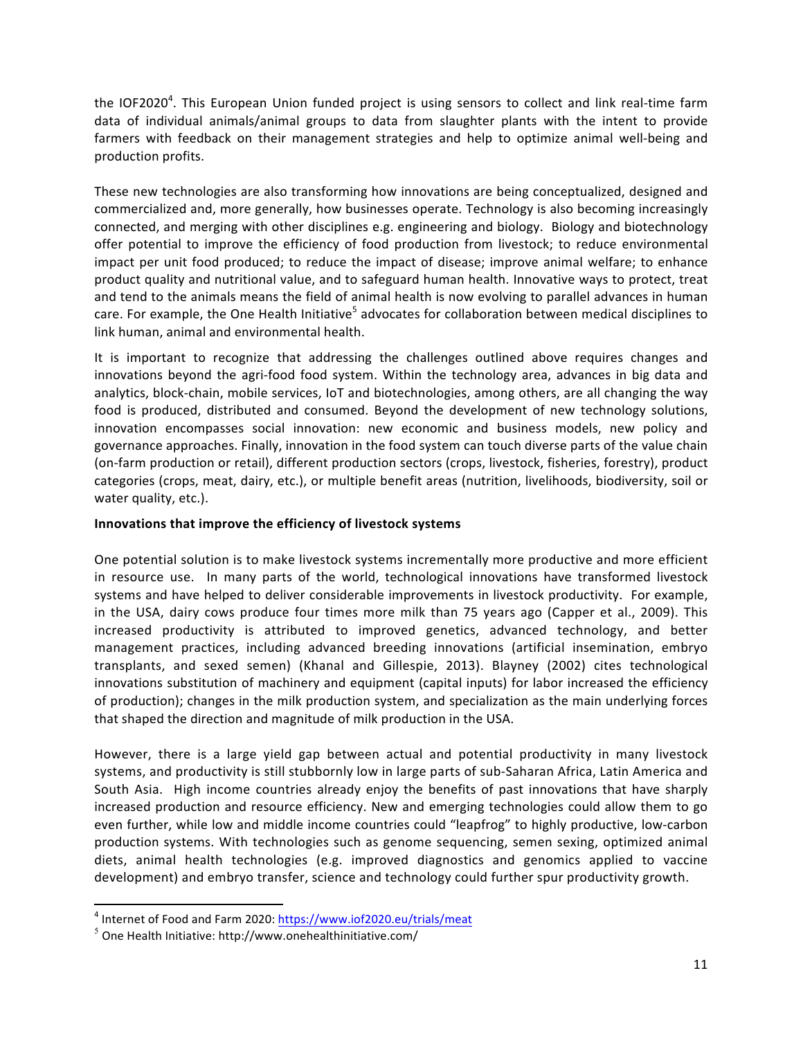the IOF2020[4]. This European Union funded project is using sensors to collect and link real-time farm data of individual animals/animal groups to data from slaughter plants with the intent to provide farmers with feedback on their management strategies and help to optimize animal well-being and production profits.

These new technologies are also transforming how innovations are being conceptualized, designed and commercialized and, more generally, how businesses operate. Technology is also becoming increasingly connected, and merging with other disciplines e.g. engineering and biology. Biology and biotechnology offer potential to improve the efficiency of food production from livestock; to reduce environmental impact per unit food produced; to reduce the impact of disease; improve animal welfare; to enhance product quality and nutritional value, and to safeguard human health. Innovative ways to protect, treat and tend to the animals means the field of animal health is now evolving to parallel advances in human care. For example, the One Health Initiative[5] advocates for collaboration between medical disciplines to link human, animal and environmental health.

It is important to recognize that addressing the challenges outlined above requires changes and innovations beyond the agri-food food system. Within the technology area, advances in big data and analytics, block-chain, mobile services, IoT and biotechnologies, among others, are all changing the way food is produced, distributed and consumed. Beyond the development of new technology solutions, innovation encompasses social innovation: new economic and business models, new policy and governance approaches. Finally, innovation in the food system can touch diverse parts of the value chain (on-farm production or retail), different production sectors (crops, livestock, fisheries, forestry), product categories (crops, meat, dairy, etc.), or multiple benefit areas (nutrition, livelihoods, biodiversity, soil or water quality, etc.).

**Innovations that improve the efficiency of livestock systems**

One potential solution is to make livestock systems incrementally more productive and more efficient in resource use. In many parts of the world, technological innovations have transformed livestock systems and have helped to deliver considerable improvements in livestock productivity. For example, in the USA, dairy cows produce four times more milk than 75 years ago (Capper et al., 2009). This increased productivity is attributed to improved genetics, advanced technology, and better management practices, including advanced breeding innovations (artificial insemination, embryo transplants, and sexed semen) (Khanal and Gillespie, 2013). Blayney (2002) cites technological innovations substitution of machinery and equipment (capital inputs) for labor increased the efficiency of production); changes in the milk production system, and specialization as the main underlying forces that shaped the direction and magnitude of milk production in the USA.

However, there is a large yield gap between actual and potential productivity in many livestock systems, and productivity is still stubbornly low in large parts of sub-Saharan Africa, Latin America and South Asia. High income countries already enjoy the benefits of past innovations that have sharply increased production and resource efficiency. New and emerging technologies could allow them to go even further, while low and middle income countries could "leapfrog" to highly productive, low-carbon production systems. With technologies such as genome sequencing, semen sexing, optimized animal diets, animal health technologies (e.g. improved diagnostics and genomics applied to vaccine development) and embryo transfer, science and technology could further spur productivity growth.

---

[4] Internet of Food and Farm 2020: https://www.iof2020.eu/trials/meat

[5] One Health Initiative: http://www.onehealthinitiative.com/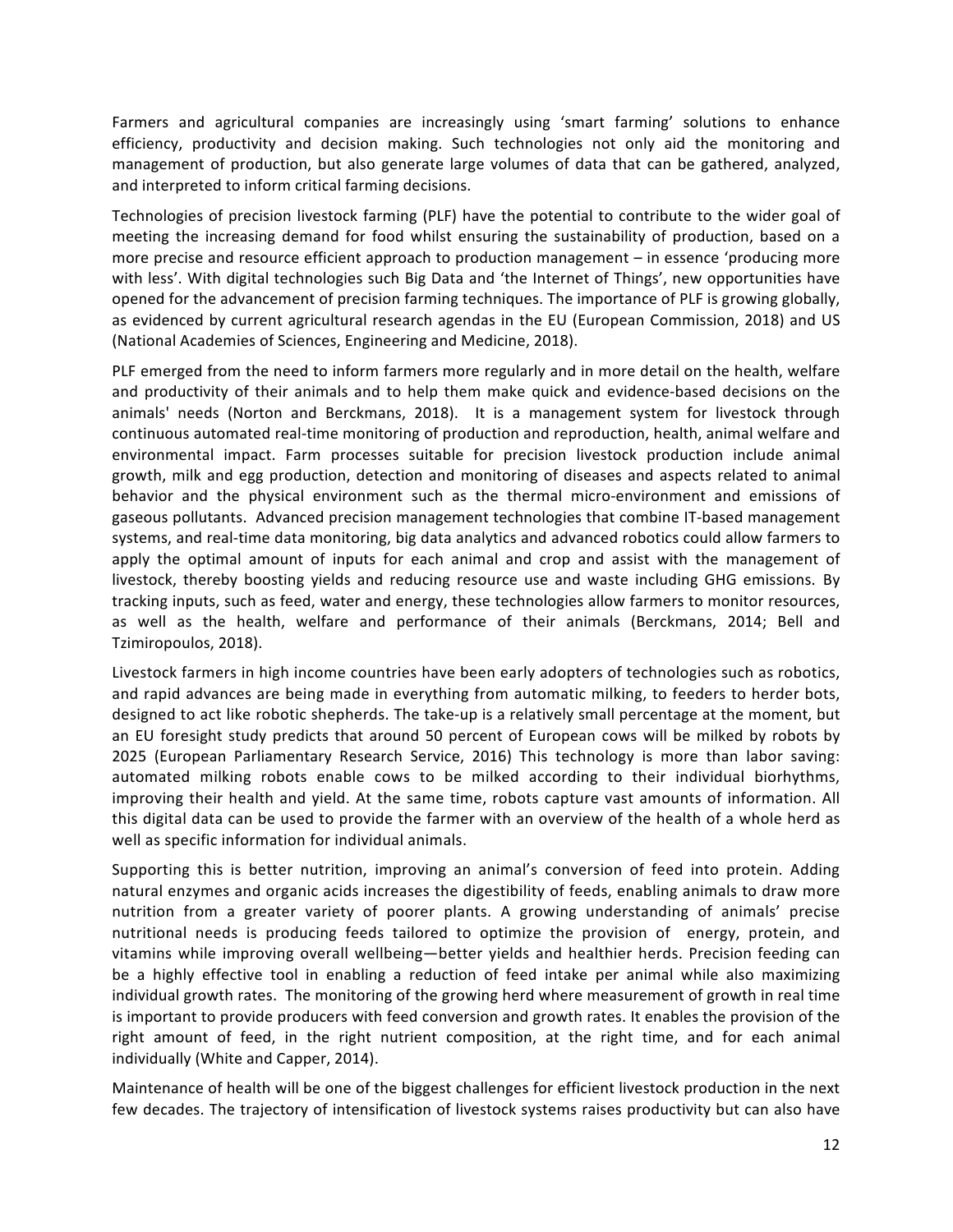Farmers and agricultural companies are increasingly using 'smart farming' solutions to enhance efficiency, productivity and decision making. Such technologies not only aid the monitoring and management of production, but also generate large volumes of data that can be gathered, analyzed, and interpreted to inform critical farming decisions.

Technologies of precision livestock farming (PLF) have the potential to contribute to the wider goal of meeting the increasing demand for food whilst ensuring the sustainability of production, based on a more precise and resource efficient approach to production management – in essence 'producing more with less'. With digital technologies such Big Data and 'the Internet of Things', new opportunities have opened for the advancement of precision farming techniques. The importance of PLF is growing globally, as evidenced by current agricultural research agendas in the EU (European Commission, 2018) and US (National Academies of Sciences, Engineering and Medicine, 2018).

PLF emerged from the need to inform farmers more regularly and in more detail on the health, welfare and productivity of their animals and to help them make quick and evidence-based decisions on the animals' needs (Norton and Berckmans, 2018). It is a management system for livestock through continuous automated real-time monitoring of production and reproduction, health, animal welfare and environmental impact. Farm processes suitable for precision livestock production include animal growth, milk and egg production, detection and monitoring of diseases and aspects related to animal behavior and the physical environment such as the thermal micro-environment and emissions of gaseous pollutants. Advanced precision management technologies that combine IT-based management systems, and real-time data monitoring, big data analytics and advanced robotics could allow farmers to apply the optimal amount of inputs for each animal and crop and assist with the management of livestock, thereby boosting yields and reducing resource use and waste including GHG emissions. By tracking inputs, such as feed, water and energy, these technologies allow farmers to monitor resources, as well as the health, welfare and performance of their animals (Berckmans, 2014; Bell and Tzimiropoulos, 2018).

Livestock farmers in high income countries have been early adopters of technologies such as robotics, and rapid advances are being made in everything from automatic milking, to feeders to herder bots, designed to act like robotic shepherds. The take-up is a relatively small percentage at the moment, but an EU foresight study predicts that around 50 percent of European cows will be milked by robots by 2025 (European Parliamentary Research Service, 2016) This technology is more than labor saving: automated milking robots enable cows to be milked according to their individual biorhythms, improving their health and yield. At the same time, robots capture vast amounts of information. All this digital data can be used to provide the farmer with an overview of the health of a whole herd as well as specific information for individual animals.

Supporting this is better nutrition, improving an animal's conversion of feed into protein. Adding natural enzymes and organic acids increases the digestibility of feeds, enabling animals to draw more nutrition from a greater variety of poorer plants. A growing understanding of animals' precise nutritional needs is producing feeds tailored to optimize the provision of energy, protein, and vitamins while improving overall wellbeing—better yields and healthier herds. Precision feeding can be a highly effective tool in enabling a reduction of feed intake per animal while also maximizing individual growth rates. The monitoring of the growing herd where measurement of growth in real time is important to provide producers with feed conversion and growth rates. It enables the provision of the right amount of feed, in the right nutrient composition, at the right time, and for each animal individually (White and Capper, 2014).

Maintenance of health will be one of the biggest challenges for efficient livestock production in the next few decades. The trajectory of intensification of livestock systems raises productivity but can also have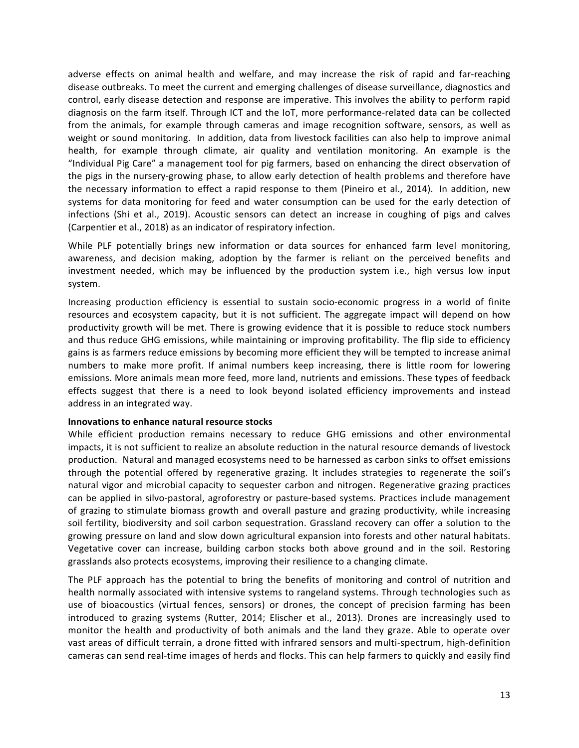adverse effects on animal health and welfare, and may increase the risk of rapid and far-reaching disease outbreaks. To meet the current and emerging challenges of disease surveillance, diagnostics and control, early disease detection and response are imperative. This involves the ability to perform rapid diagnosis on the farm itself. Through ICT and the IoT, more performance-related data can be collected from the animals, for example through cameras and image recognition software, sensors, as well as weight or sound monitoring. In addition, data from livestock facilities can also help to improve animal health, for example through climate, air quality and ventilation monitoring. An example is the "Individual Pig Care" a management tool for pig farmers, based on enhancing the direct observation of the pigs in the nursery-growing phase, to allow early detection of health problems and therefore have the necessary information to effect a rapid response to them (Pineiro et al., 2014). In addition, new systems for data monitoring for feed and water consumption can be used for the early detection of infections (Shi et al., 2019). Acoustic sensors can detect an increase in coughing of pigs and calves (Carpentier et al., 2018) as an indicator of respiratory infection.

While PLF potentially brings new information or data sources for enhanced farm level monitoring, awareness, and decision making, adoption by the farmer is reliant on the perceived benefits and investment needed, which may be influenced by the production system i.e., high versus low input system.

Increasing production efficiency is essential to sustain socio-economic progress in a world of finite resources and ecosystem capacity, but it is not sufficient. The aggregate impact will depend on how productivity growth will be met. There is growing evidence that it is possible to reduce stock numbers and thus reduce GHG emissions, while maintaining or improving profitability. The flip side to efficiency gains is as farmers reduce emissions by becoming more efficient they will be tempted to increase animal numbers to make more profit. If animal numbers keep increasing, there is little room for lowering emissions. More animals mean more feed, more land, nutrients and emissions. These types of feedback effects suggest that there is a need to look beyond isolated efficiency improvements and instead address in an integrated way.

**Innovations to enhance natural resource stocks**

While efficient production remains necessary to reduce GHG emissions and other environmental impacts, it is not sufficient to realize an absolute reduction in the natural resource demands of livestock production. Natural and managed ecosystems need to be harnessed as carbon sinks to offset emissions through the potential offered by regenerative grazing. It includes strategies to regenerate the soil's natural vigor and microbial capacity to sequester carbon and nitrogen. Regenerative grazing practices can be applied in silvo-pastoral, agroforestry or pasture-based systems. Practices include management of grazing to stimulate biomass growth and overall pasture and grazing productivity, while increasing soil fertility, biodiversity and soil carbon sequestration. Grassland recovery can offer a solution to the growing pressure on land and slow down agricultural expansion into forests and other natural habitats. Vegetative cover can increase, building carbon stocks both above ground and in the soil. Restoring grasslands also protects ecosystems, improving their resilience to a changing climate.

The PLF approach has the potential to bring the benefits of monitoring and control of nutrition and health normally associated with intensive systems to rangeland systems. Through technologies such as use of bioacoustics (virtual fences, sensors) or drones, the concept of precision farming has been introduced to grazing systems (Rutter, 2014; Elischer et al., 2013). Drones are increasingly used to monitor the health and productivity of both animals and the land they graze. Able to operate over vast areas of difficult terrain, a drone fitted with infrared sensors and multi-spectrum, high-definition cameras can send real-time images of herds and flocks. This can help farmers to quickly and easily find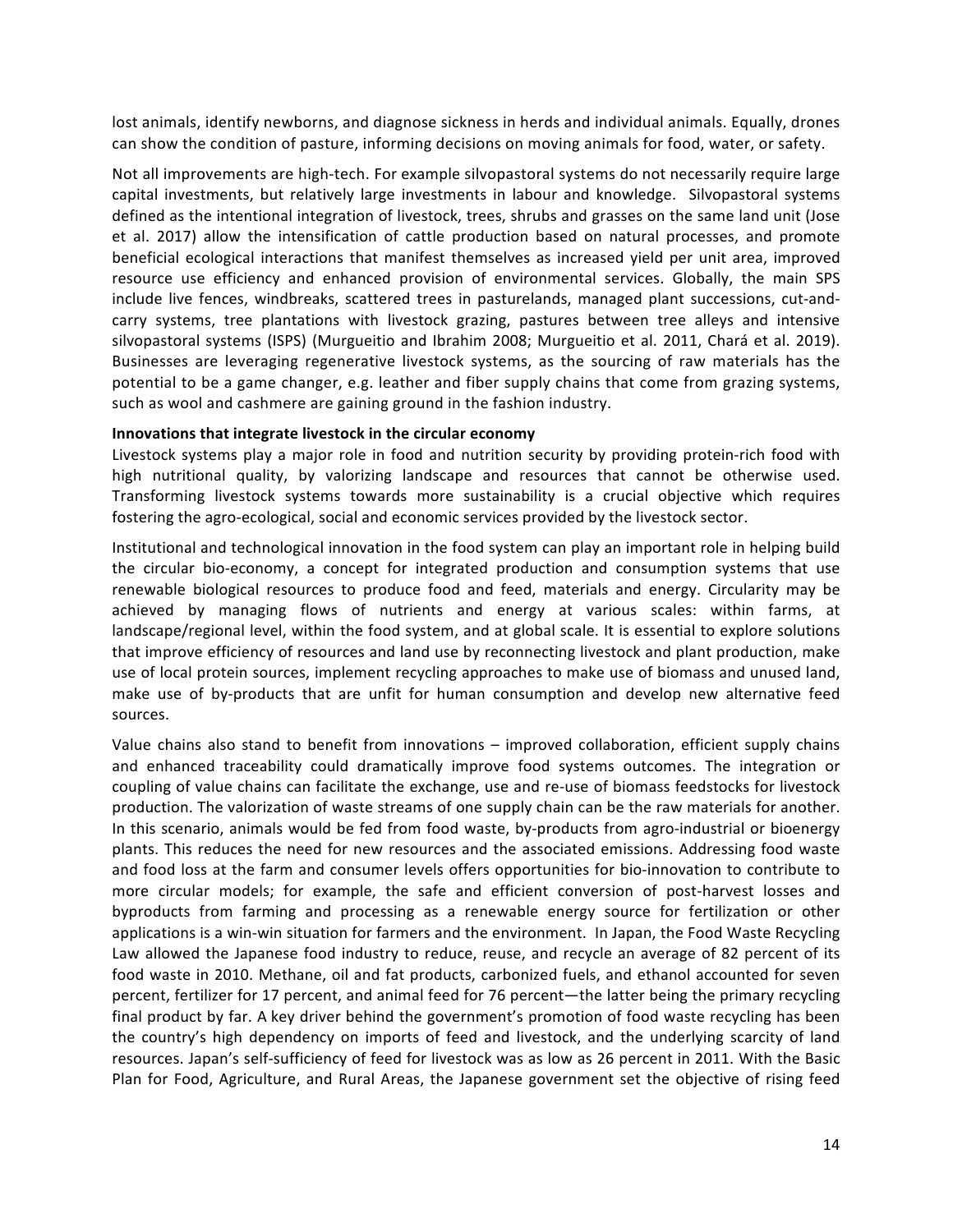lost animals, identify newborns, and diagnose sickness in herds and individual animals. Equally, drones can show the condition of pasture, informing decisions on moving animals for food, water, or safety.

Not all improvements are high-tech. For example silvopastoral systems do not necessarily require large capital investments, but relatively large investments in labour and knowledge. Silvopastoral systems defined as the intentional integration of livestock, trees, shrubs and grasses on the same land unit (Jose et al. 2017) allow the intensification of cattle production based on natural processes, and promote beneficial ecological interactions that manifest themselves as increased yield per unit area, improved resource use efficiency and enhanced provision of environmental services. Globally, the main SPS include live fences, windbreaks, scattered trees in pasturelands, managed plant successions, cut-and-carry systems, tree plantations with livestock grazing, pastures between tree alleys and intensive silvopastoral systems (ISPS) (Murgueitio and Ibrahim 2008; Murgueitio et al. 2011, Chará et al. 2019). Businesses are leveraging regenerative livestock systems, as the sourcing of raw materials has the potential to be a game changer, e.g. leather and fiber supply chains that come from grazing systems, such as wool and cashmere are gaining ground in the fashion industry.

**Innovations that integrate livestock in the circular economy**

Livestock systems play a major role in food and nutrition security by providing protein-rich food with high nutritional quality, by valorizing landscape and resources that cannot be otherwise used. Transforming livestock systems towards more sustainability is a crucial objective which requires fostering the agro-ecological, social and economic services provided by the livestock sector.

Institutional and technological innovation in the food system can play an important role in helping build the circular bio-economy, a concept for integrated production and consumption systems that use renewable biological resources to produce food and feed, materials and energy. Circularity may be achieved by managing flows of nutrients and energy at various scales: within farms, at landscape/regional level, within the food system, and at global scale. It is essential to explore solutions that improve efficiency of resources and land use by reconnecting livestock and plant production, make use of local protein sources, implement recycling approaches to make use of biomass and unused land, make use of by-products that are unfit for human consumption and develop new alternative feed sources.

Value chains also stand to benefit from innovations – improved collaboration, efficient supply chains and enhanced traceability could dramatically improve food systems outcomes. The integration or coupling of value chains can facilitate the exchange, use and re-use of biomass feedstocks for livestock production. The valorization of waste streams of one supply chain can be the raw materials for another. In this scenario, animals would be fed from food waste, by-products from agro-industrial or bioenergy plants. This reduces the need for new resources and the associated emissions. Addressing food waste and food loss at the farm and consumer levels offers opportunities for bio-innovation to contribute to more circular models; for example, the safe and efficient conversion of post-harvest losses and byproducts from farming and processing as a renewable energy source for fertilization or other applications is a win-win situation for farmers and the environment. In Japan, the Food Waste Recycling Law allowed the Japanese food industry to reduce, reuse, and recycle an average of 82 percent of its food waste in 2010. Methane, oil and fat products, carbonized fuels, and ethanol accounted for seven percent, fertilizer for 17 percent, and animal feed for 76 percent—the latter being the primary recycling final product by far. A key driver behind the government's promotion of food waste recycling has been the country's high dependency on imports of feed and livestock, and the underlying scarcity of land resources. Japan's self-sufficiency of feed for livestock was as low as 26 percent in 2011. With the Basic Plan for Food, Agriculture, and Rural Areas, the Japanese government set the objective of rising feed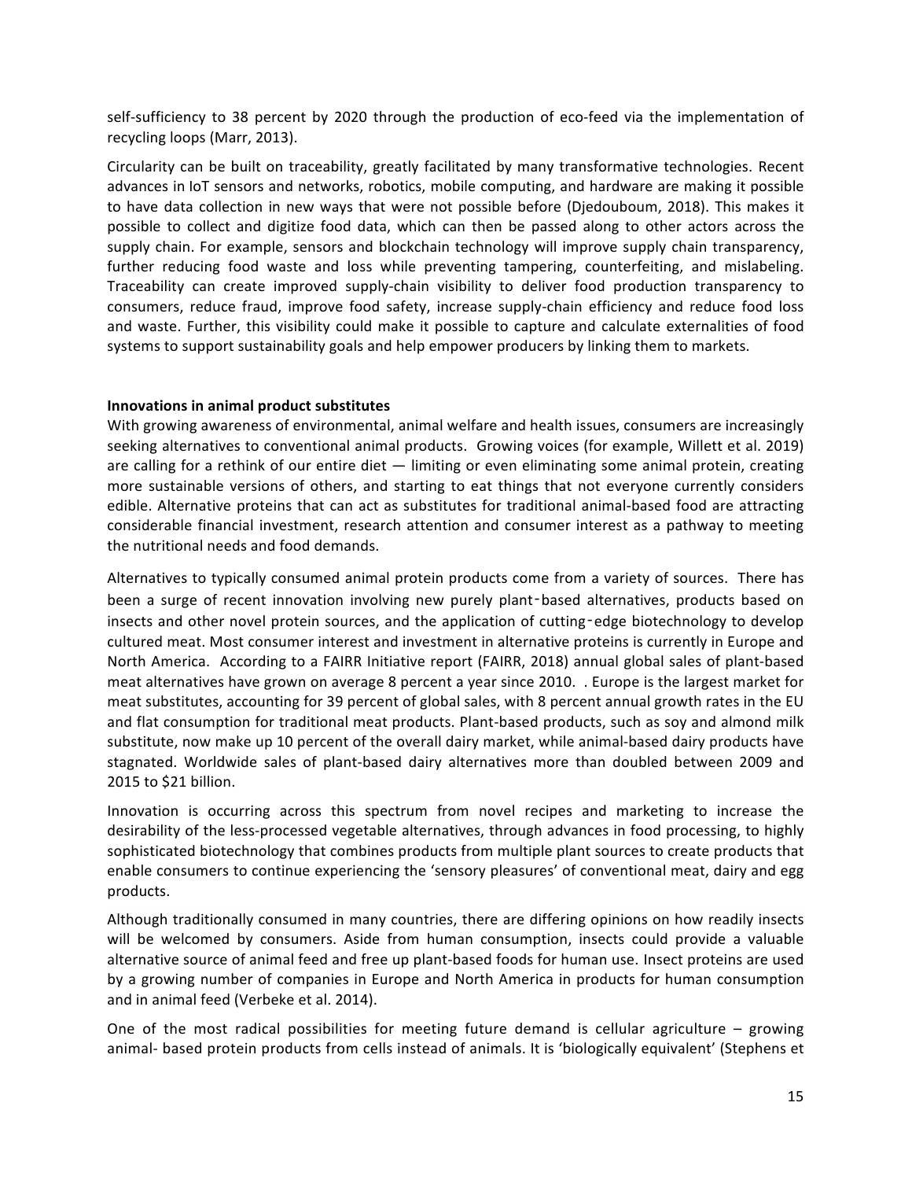self-sufficiency to 38 percent by 2020 through the production of eco-feed via the implementation of recycling loops (Marr, 2013).

Circularity can be built on traceability, greatly facilitated by many transformative technologies. Recent advances in IoT sensors and networks, robotics, mobile computing, and hardware are making it possible to have data collection in new ways that were not possible before (Djedouboum, 2018). This makes it possible to collect and digitize food data, which can then be passed along to other actors across the supply chain. For example, sensors and blockchain technology will improve supply chain transparency, further reducing food waste and loss while preventing tampering, counterfeiting, and mislabeling. Traceability can create improved supply-chain visibility to deliver food production transparency to consumers, reduce fraud, improve food safety, increase supply-chain efficiency and reduce food loss and waste. Further, this visibility could make it possible to capture and calculate externalities of food systems to support sustainability goals and help empower producers by linking them to markets.

**Innovations in animal product substitutes**

With growing awareness of environmental, animal welfare and health issues, consumers are increasingly seeking alternatives to conventional animal products. Growing voices (for example, Willett et al. 2019) are calling for a rethink of our entire diet — limiting or even eliminating some animal protein, creating more sustainable versions of others, and starting to eat things that not everyone currently considers edible. Alternative proteins that can act as substitutes for traditional animal-based food are attracting considerable financial investment, research attention and consumer interest as a pathway to meeting the nutritional needs and food demands.

Alternatives to typically consumed animal protein products come from a variety of sources. There has been a surge of recent innovation involving new purely plant‐based alternatives, products based on insects and other novel protein sources, and the application of cutting‐edge biotechnology to develop cultured meat. Most consumer interest and investment in alternative proteins is currently in Europe and North America. According to a FAIRR Initiative report (FAIRR, 2018) annual global sales of plant-based meat alternatives have grown on average 8 percent a year since 2010. . Europe is the largest market for meat substitutes, accounting for 39 percent of global sales, with 8 percent annual growth rates in the EU and flat consumption for traditional meat products. Plant-based products, such as soy and almond milk substitute, now make up 10 percent of the overall dairy market, while animal-based dairy products have stagnated. Worldwide sales of plant-based dairy alternatives more than doubled between 2009 and 2015 to $21 billion.

Innovation is occurring across this spectrum from novel recipes and marketing to increase the desirability of the less-processed vegetable alternatives, through advances in food processing, to highly sophisticated biotechnology that combines products from multiple plant sources to create products that enable consumers to continue experiencing the 'sensory pleasures' of conventional meat, dairy and egg products.

Although traditionally consumed in many countries, there are differing opinions on how readily insects will be welcomed by consumers. Aside from human consumption, insects could provide a valuable alternative source of animal feed and free up plant-based foods for human use. Insect proteins are used by a growing number of companies in Europe and North America in products for human consumption and in animal feed (Verbeke et al. 2014).

One of the most radical possibilities for meeting future demand is cellular agriculture – growing animal- based protein products from cells instead of animals. It is 'biologically equivalent' (Stephens et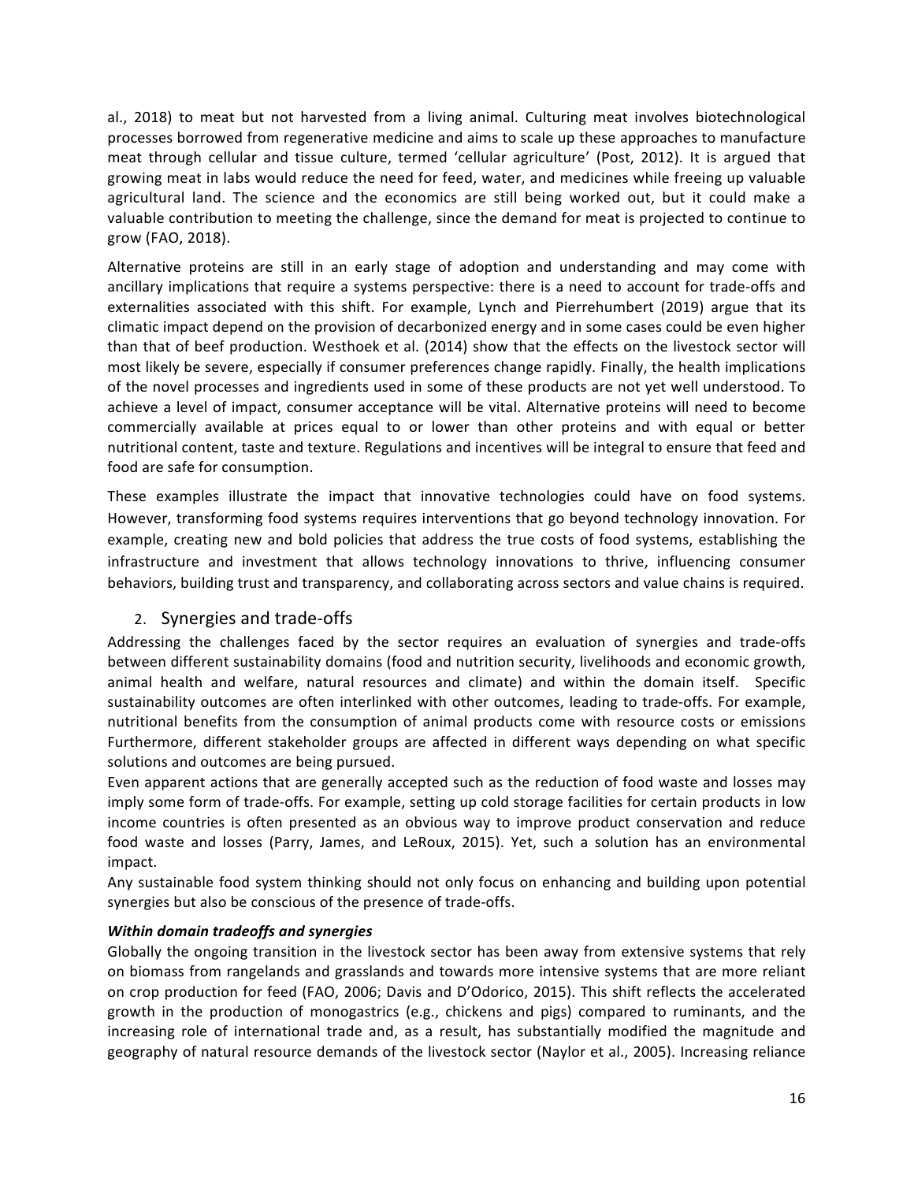al., 2018) to meat but not harvested from a living animal. Culturing meat involves biotechnological processes borrowed from regenerative medicine and aims to scale up these approaches to manufacture meat through cellular and tissue culture, termed 'cellular agriculture' (Post, 2012). It is argued that growing meat in labs would reduce the need for feed, water, and medicines while freeing up valuable agricultural land. The science and the economics are still being worked out, but it could make a valuable contribution to meeting the challenge, since the demand for meat is projected to continue to grow (FAO, 2018).

Alternative proteins are still in an early stage of adoption and understanding and may come with ancillary implications that require a systems perspective: there is a need to account for trade-offs and externalities associated with this shift. For example, Lynch and Pierrehumbert (2019) argue that its climatic impact depend on the provision of decarbonized energy and in some cases could be even higher than that of beef production. Westhoek et al. (2014) show that the effects on the livestock sector will most likely be severe, especially if consumer preferences change rapidly. Finally, the health implications of the novel processes and ingredients used in some of these products are not yet well understood. To achieve a level of impact, consumer acceptance will be vital. Alternative proteins will need to become commercially available at prices equal to or lower than other proteins and with equal or better nutritional content, taste and texture. Regulations and incentives will be integral to ensure that feed and food are safe for consumption.

These examples illustrate the impact that innovative technologies could have on food systems. However, transforming food systems requires interventions that go beyond technology innovation. For example, creating new and bold policies that address the true costs of food systems, establishing the infrastructure and investment that allows technology innovations to thrive, influencing consumer behaviors, building trust and transparency, and collaborating across sectors and value chains is required.

## 2. Synergies and trade-offs

Addressing the challenges faced by the sector requires an evaluation of synergies and trade-offs between different sustainability domains (food and nutrition security, livelihoods and economic growth, animal health and welfare, natural resources and climate) and within the domain itself. Specific sustainability outcomes are often interlinked with other outcomes, leading to trade-offs. For example, nutritional benefits from the consumption of animal products come with resource costs or emissions Furthermore, different stakeholder groups are affected in different ways depending on what specific solutions and outcomes are being pursued.

Even apparent actions that are generally accepted such as the reduction of food waste and losses may imply some form of trade-offs. For example, setting up cold storage facilities for certain products in low income countries is often presented as an obvious way to improve product conservation and reduce food waste and losses (Parry, James, and LeRoux, 2015). Yet, such a solution has an environmental impact.

Any sustainable food system thinking should not only focus on enhancing and building upon potential synergies but also be conscious of the presence of trade-offs.

***Within domain tradeoffs and synergies***

Globally the ongoing transition in the livestock sector has been away from extensive systems that rely on biomass from rangelands and grasslands and towards more intensive systems that are more reliant on crop production for feed (FAO, 2006; Davis and D'Odorico, 2015). This shift reflects the accelerated growth in the production of monogastrics (e.g., chickens and pigs) compared to ruminants, and the increasing role of international trade and, as a result, has substantially modified the magnitude and geography of natural resource demands of the livestock sector (Naylor et al., 2005). Increasing reliance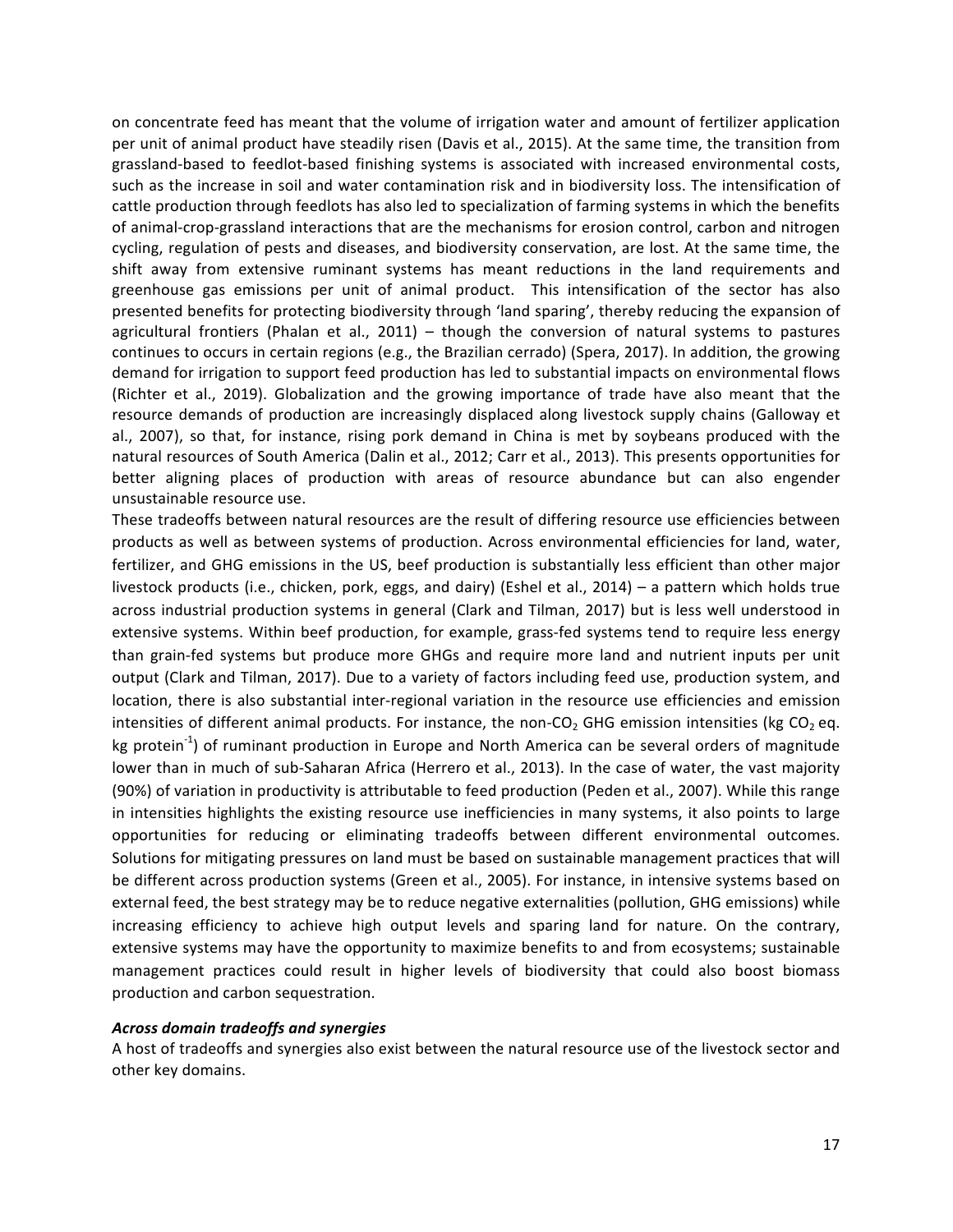on concentrate feed has meant that the volume of irrigation water and amount of fertilizer application per unit of animal product have steadily risen (Davis et al., 2015). At the same time, the transition from grassland-based to feedlot-based finishing systems is associated with increased environmental costs, such as the increase in soil and water contamination risk and in biodiversity loss. The intensification of cattle production through feedlots has also led to specialization of farming systems in which the benefits of animal-crop-grassland interactions that are the mechanisms for erosion control, carbon and nitrogen cycling, regulation of pests and diseases, and biodiversity conservation, are lost. At the same time, the shift away from extensive ruminant systems has meant reductions in the land requirements and greenhouse gas emissions per unit of animal product. This intensification of the sector has also presented benefits for protecting biodiversity through 'land sparing', thereby reducing the expansion of agricultural frontiers (Phalan et al., 2011) – though the conversion of natural systems to pastures continues to occurs in certain regions (e.g., the Brazilian cerrado) (Spera, 2017). In addition, the growing demand for irrigation to support feed production has led to substantial impacts on environmental flows (Richter et al., 2019). Globalization and the growing importance of trade have also meant that the resource demands of production are increasingly displaced along livestock supply chains (Galloway et al., 2007), so that, for instance, rising pork demand in China is met by soybeans produced with the natural resources of South America (Dalin et al., 2012; Carr et al., 2013). This presents opportunities for better aligning places of production with areas of resource abundance but can also engender unsustainable resource use.

These tradeoffs between natural resources are the result of differing resource use efficiencies between products as well as between systems of production. Across environmental efficiencies for land, water, fertilizer, and GHG emissions in the US, beef production is substantially less efficient than other major livestock products (i.e., chicken, pork, eggs, and dairy) (Eshel et al., 2014) – a pattern which holds true across industrial production systems in general (Clark and Tilman, 2017) but is less well understood in extensive systems. Within beef production, for example, grass-fed systems tend to require less energy than grain-fed systems but produce more GHGs and require more land and nutrient inputs per unit output (Clark and Tilman, 2017). Due to a variety of factors including feed use, production system, and location, there is also substantial inter-regional variation in the resource use efficiencies and emission intensities of different animal products. For instance, the non-$CO_2$ GHG emission intensities (kg $CO_2$ eq. kg protein$^{-1}$) of ruminant production in Europe and North America can be several orders of magnitude lower than in much of sub-Saharan Africa (Herrero et al., 2013). In the case of water, the vast majority (90%) of variation in productivity is attributable to feed production (Peden et al., 2007). While this range in intensities highlights the existing resource use inefficiencies in many systems, it also points to large opportunities for reducing or eliminating tradeoffs between different environmental outcomes. Solutions for mitigating pressures on land must be based on sustainable management practices that will be different across production systems (Green et al., 2005). For instance, in intensive systems based on external feed, the best strategy may be to reduce negative externalities (pollution, GHG emissions) while increasing efficiency to achieve high output levels and sparing land for nature. On the contrary, extensive systems may have the opportunity to maximize benefits to and from ecosystems; sustainable management practices could result in higher levels of biodiversity that could also boost biomass production and carbon sequestration.

***Across domain tradeoffs and synergies***

A host of tradeoffs and synergies also exist between the natural resource use of the livestock sector and other key domains.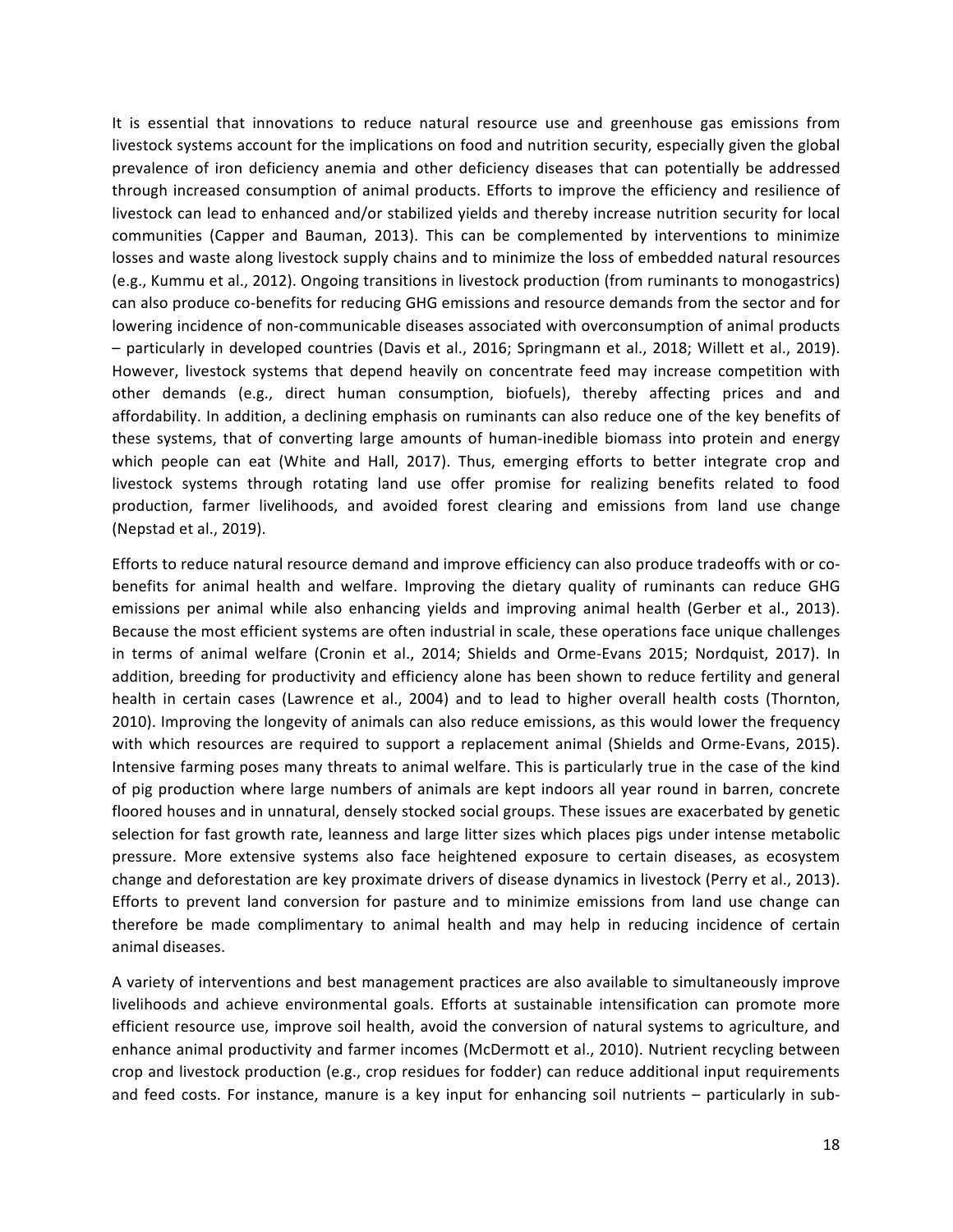It is essential that innovations to reduce natural resource use and greenhouse gas emissions from livestock systems account for the implications on food and nutrition security, especially given the global prevalence of iron deficiency anemia and other deficiency diseases that can potentially be addressed through increased consumption of animal products. Efforts to improve the efficiency and resilience of livestock can lead to enhanced and/or stabilized yields and thereby increase nutrition security for local communities (Capper and Bauman, 2013). This can be complemented by interventions to minimize losses and waste along livestock supply chains and to minimize the loss of embedded natural resources (e.g., Kummu et al., 2012). Ongoing transitions in livestock production (from ruminants to monogastrics) can also produce co-benefits for reducing GHG emissions and resource demands from the sector and for lowering incidence of non-communicable diseases associated with overconsumption of animal products – particularly in developed countries (Davis et al., 2016; Springmann et al., 2018; Willett et al., 2019). However, livestock systems that depend heavily on concentrate feed may increase competition with other demands (e.g., direct human consumption, biofuels), thereby affecting prices and and affordability. In addition, a declining emphasis on ruminants can also reduce one of the key benefits of these systems, that of converting large amounts of human-inedible biomass into protein and energy which people can eat (White and Hall, 2017). Thus, emerging efforts to better integrate crop and livestock systems through rotating land use offer promise for realizing benefits related to food production, farmer livelihoods, and avoided forest clearing and emissions from land use change (Nepstad et al., 2019).

Efforts to reduce natural resource demand and improve efficiency can also produce tradeoffs with or co-benefits for animal health and welfare. Improving the dietary quality of ruminants can reduce GHG emissions per animal while also enhancing yields and improving animal health (Gerber et al., 2013). Because the most efficient systems are often industrial in scale, these operations face unique challenges in terms of animal welfare (Cronin et al., 2014; Shields and Orme-Evans 2015; Nordquist, 2017). In addition, breeding for productivity and efficiency alone has been shown to reduce fertility and general health in certain cases (Lawrence et al., 2004) and to lead to higher overall health costs (Thornton, 2010). Improving the longevity of animals can also reduce emissions, as this would lower the frequency with which resources are required to support a replacement animal (Shields and Orme-Evans, 2015). Intensive farming poses many threats to animal welfare. This is particularly true in the case of the kind of pig production where large numbers of animals are kept indoors all year round in barren, concrete floored houses and in unnatural, densely stocked social groups. These issues are exacerbated by genetic selection for fast growth rate, leanness and large litter sizes which places pigs under intense metabolic pressure. More extensive systems also face heightened exposure to certain diseases, as ecosystem change and deforestation are key proximate drivers of disease dynamics in livestock (Perry et al., 2013). Efforts to prevent land conversion for pasture and to minimize emissions from land use change can therefore be made complimentary to animal health and may help in reducing incidence of certain animal diseases.

A variety of interventions and best management practices are also available to simultaneously improve livelihoods and achieve environmental goals. Efforts at sustainable intensification can promote more efficient resource use, improve soil health, avoid the conversion of natural systems to agriculture, and enhance animal productivity and farmer incomes (McDermott et al., 2010). Nutrient recycling between crop and livestock production (e.g., crop residues for fodder) can reduce additional input requirements and feed costs. For instance, manure is a key input for enhancing soil nutrients – particularly in sub-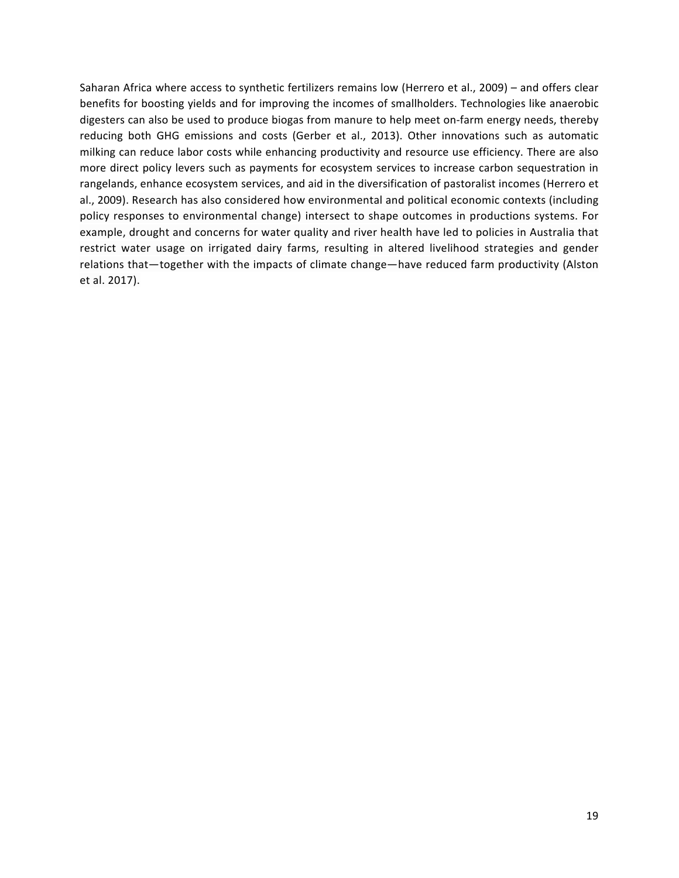Saharan Africa where access to synthetic fertilizers remains low (Herrero et al., 2009) – and offers clear benefits for boosting yields and for improving the incomes of smallholders. Technologies like anaerobic digesters can also be used to produce biogas from manure to help meet on-farm energy needs, thereby reducing both GHG emissions and costs (Gerber et al., 2013). Other innovations such as automatic milking can reduce labor costs while enhancing productivity and resource use efficiency. There are also more direct policy levers such as payments for ecosystem services to increase carbon sequestration in rangelands, enhance ecosystem services, and aid in the diversification of pastoralist incomes (Herrero et al., 2009). Research has also considered how environmental and political economic contexts (including policy responses to environmental change) intersect to shape outcomes in productions systems. For example, drought and concerns for water quality and river health have led to policies in Australia that restrict water usage on irrigated dairy farms, resulting in altered livelihood strategies and gender relations that—together with the impacts of climate change—have reduced farm productivity (Alston et al. 2017).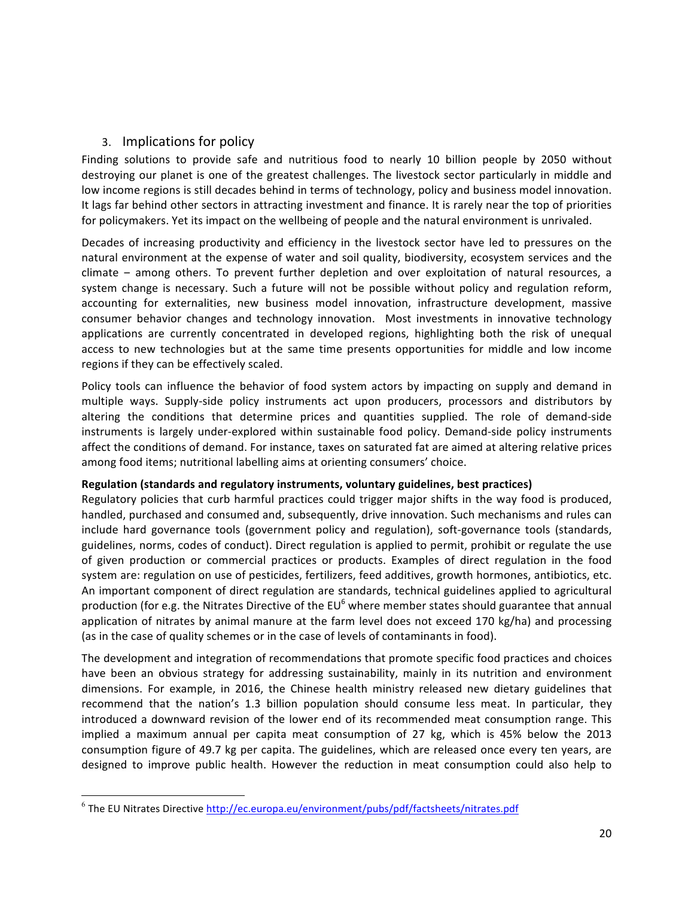## 3. Implications for policy

Finding solutions to provide safe and nutritious food to nearly 10 billion people by 2050 without destroying our planet is one of the greatest challenges. The livestock sector particularly in middle and low income regions is still decades behind in terms of technology, policy and business model innovation. It lags far behind other sectors in attracting investment and finance. It is rarely near the top of priorities for policymakers. Yet its impact on the wellbeing of people and the natural environment is unrivaled.

Decades of increasing productivity and efficiency in the livestock sector have led to pressures on the natural environment at the expense of water and soil quality, biodiversity, ecosystem services and the climate – among others. To prevent further depletion and over exploitation of natural resources, a system change is necessary. Such a future will not be possible without policy and regulation reform, accounting for externalities, new business model innovation, infrastructure development, massive consumer behavior changes and technology innovation. Most investments in innovative technology applications are currently concentrated in developed regions, highlighting both the risk of unequal access to new technologies but at the same time presents opportunities for middle and low income regions if they can be effectively scaled.

Policy tools can influence the behavior of food system actors by impacting on supply and demand in multiple ways. Supply-side policy instruments act upon producers, processors and distributors by altering the conditions that determine prices and quantities supplied. The role of demand-side instruments is largely under-explored within sustainable food policy. Demand-side policy instruments affect the conditions of demand. For instance, taxes on saturated fat are aimed at altering relative prices among food items; nutritional labelling aims at orienting consumers' choice.

**Regulation (standards and regulatory instruments, voluntary guidelines, best practices)**

Regulatory policies that curb harmful practices could trigger major shifts in the way food is produced, handled, purchased and consumed and, subsequently, drive innovation. Such mechanisms and rules can include hard governance tools (government policy and regulation), soft-governance tools (standards, guidelines, norms, codes of conduct). Direct regulation is applied to permit, prohibit or regulate the use of given production or commercial practices or products. Examples of direct regulation in the food system are: regulation on use of pesticides, fertilizers, feed additives, growth hormones, antibiotics, etc. An important component of direct regulation are standards, technical guidelines applied to agricultural production (for e.g. the Nitrates Directive of the EU[6] where member states should guarantee that annual application of nitrates by animal manure at the farm level does not exceed 170 kg/ha) and processing (as in the case of quality schemes or in the case of levels of contaminants in food).

The development and integration of recommendations that promote specific food practices and choices have been an obvious strategy for addressing sustainability, mainly in its nutrition and environment dimensions. For example, in 2016, the Chinese health ministry released new dietary guidelines that recommend that the nation's 1.3 billion population should consume less meat. In particular, they introduced a downward revision of the lower end of its recommended meat consumption range. This implied a maximum annual per capita meat consumption of 27 kg, which is 45% below the 2013 consumption figure of 49.7 kg per capita. The guidelines, which are released once every ten years, are designed to improve public health. However the reduction in meat consumption could also help to

[6] The EU Nitrates Directive http://ec.europa.eu/environment/pubs/pdf/factsheets/nitrates.pdf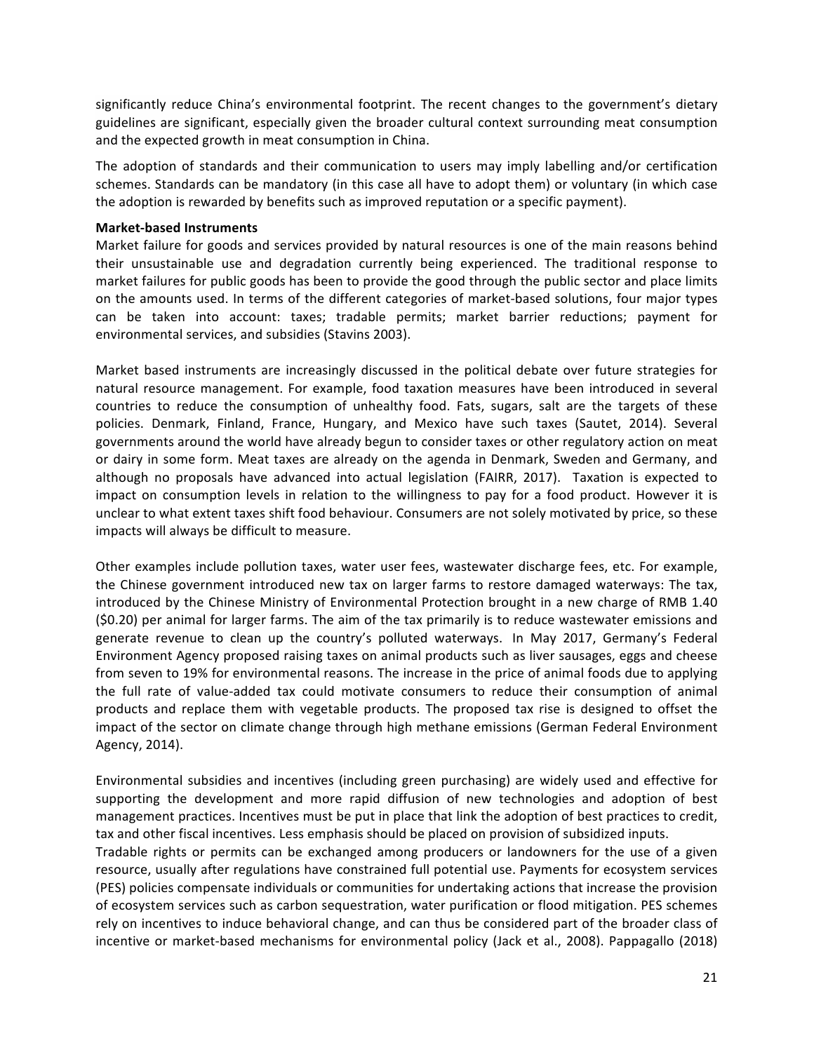significantly reduce China's environmental footprint. The recent changes to the government's dietary guidelines are significant, especially given the broader cultural context surrounding meat consumption and the expected growth in meat consumption in China.

The adoption of standards and their communication to users may imply labelling and/or certification schemes. Standards can be mandatory (in this case all have to adopt them) or voluntary (in which case the adoption is rewarded by benefits such as improved reputation or a specific payment).

**Market-based Instruments**

Market failure for goods and services provided by natural resources is one of the main reasons behind their unsustainable use and degradation currently being experienced. The traditional response to market failures for public goods has been to provide the good through the public sector and place limits on the amounts used. In terms of the different categories of market-based solutions, four major types can be taken into account: taxes; tradable permits; market barrier reductions; payment for environmental services, and subsidies (Stavins 2003).

Market based instruments are increasingly discussed in the political debate over future strategies for natural resource management. For example, food taxation measures have been introduced in several countries to reduce the consumption of unhealthy food. Fats, sugars, salt are the targets of these policies. Denmark, Finland, France, Hungary, and Mexico have such taxes (Sautet, 2014). Several governments around the world have already begun to consider taxes or other regulatory action on meat or dairy in some form. Meat taxes are already on the agenda in Denmark, Sweden and Germany, and although no proposals have advanced into actual legislation (FAIRR, 2017). Taxation is expected to impact on consumption levels in relation to the willingness to pay for a food product. However it is unclear to what extent taxes shift food behaviour. Consumers are not solely motivated by price, so these impacts will always be difficult to measure.

Other examples include pollution taxes, water user fees, wastewater discharge fees, etc. For example, the Chinese government introduced new tax on larger farms to restore damaged waterways: The tax, introduced by the Chinese Ministry of Environmental Protection brought in a new charge of RMB 1.40 ($0.20) per animal for larger farms. The aim of the tax primarily is to reduce wastewater emissions and generate revenue to clean up the country's polluted waterways. In May 2017, Germany's Federal Environment Agency proposed raising taxes on animal products such as liver sausages, eggs and cheese from seven to 19% for environmental reasons. The increase in the price of animal foods due to applying the full rate of value-added tax could motivate consumers to reduce their consumption of animal products and replace them with vegetable products. The proposed tax rise is designed to offset the impact of the sector on climate change through high methane emissions (German Federal Environment Agency, 2014).

Environmental subsidies and incentives (including green purchasing) are widely used and effective for supporting the development and more rapid diffusion of new technologies and adoption of best management practices. Incentives must be put in place that link the adoption of best practices to credit, tax and other fiscal incentives. Less emphasis should be placed on provision of subsidized inputs.

Tradable rights or permits can be exchanged among producers or landowners for the use of a given resource, usually after regulations have constrained full potential use. Payments for ecosystem services (PES) policies compensate individuals or communities for undertaking actions that increase the provision of ecosystem services such as carbon sequestration, water purification or flood mitigation. PES schemes rely on incentives to induce behavioral change, and can thus be considered part of the broader class of incentive or market-based mechanisms for environmental policy (Jack et al., 2008). Pappagallo (2018)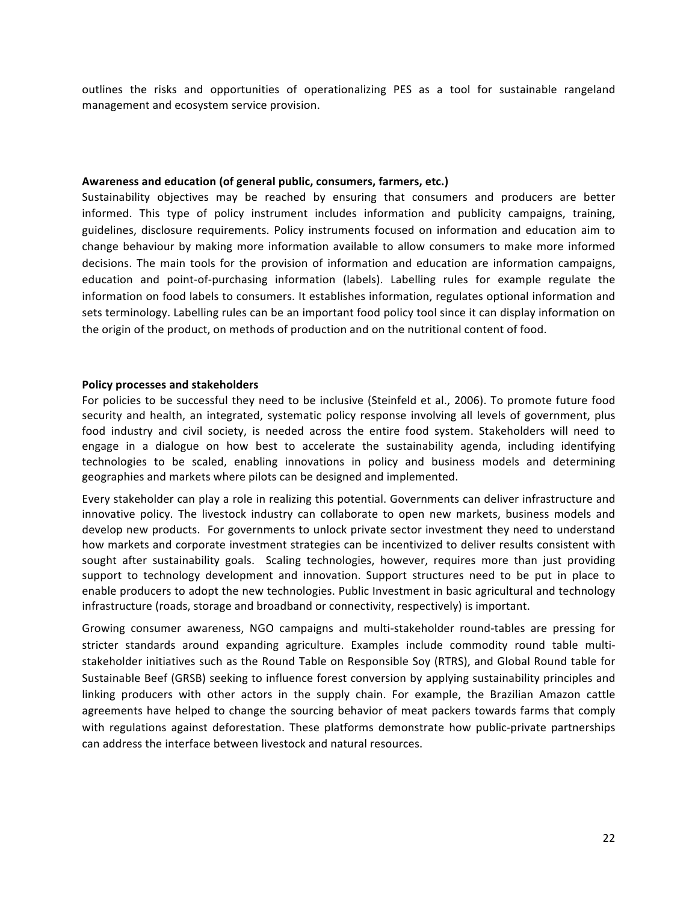outlines the risks and opportunities of operationalizing PES as a tool for sustainable rangeland management and ecosystem service provision.

**Awareness and education (of general public, consumers, farmers, etc.)**

Sustainability objectives may be reached by ensuring that consumers and producers are better informed. This type of policy instrument includes information and publicity campaigns, training, guidelines, disclosure requirements. Policy instruments focused on information and education aim to change behaviour by making more information available to allow consumers to make more informed decisions. The main tools for the provision of information and education are information campaigns, education and point-of-purchasing information (labels). Labelling rules for example regulate the information on food labels to consumers. It establishes information, regulates optional information and sets terminology. Labelling rules can be an important food policy tool since it can display information on the origin of the product, on methods of production and on the nutritional content of food.

**Policy processes and stakeholders**

For policies to be successful they need to be inclusive (Steinfeld et al., 2006). To promote future food security and health, an integrated, systematic policy response involving all levels of government, plus food industry and civil society, is needed across the entire food system. Stakeholders will need to engage in a dialogue on how best to accelerate the sustainability agenda, including identifying technologies to be scaled, enabling innovations in policy and business models and determining geographies and markets where pilots can be designed and implemented.

Every stakeholder can play a role in realizing this potential. Governments can deliver infrastructure and innovative policy. The livestock industry can collaborate to open new markets, business models and develop new products. For governments to unlock private sector investment they need to understand how markets and corporate investment strategies can be incentivized to deliver results consistent with sought after sustainability goals. Scaling technologies, however, requires more than just providing support to technology development and innovation. Support structures need to be put in place to enable producers to adopt the new technologies. Public Investment in basic agricultural and technology infrastructure (roads, storage and broadband or connectivity, respectively) is important.

Growing consumer awareness, NGO campaigns and multi-stakeholder round-tables are pressing for stricter standards around expanding agriculture. Examples include commodity round table multi-stakeholder initiatives such as the Round Table on Responsible Soy (RTRS), and Global Round table for Sustainable Beef (GRSB) seeking to influence forest conversion by applying sustainability principles and linking producers with other actors in the supply chain. For example, the Brazilian Amazon cattle agreements have helped to change the sourcing behavior of meat packers towards farms that comply with regulations against deforestation. These platforms demonstrate how public-private partnerships can address the interface between livestock and natural resources.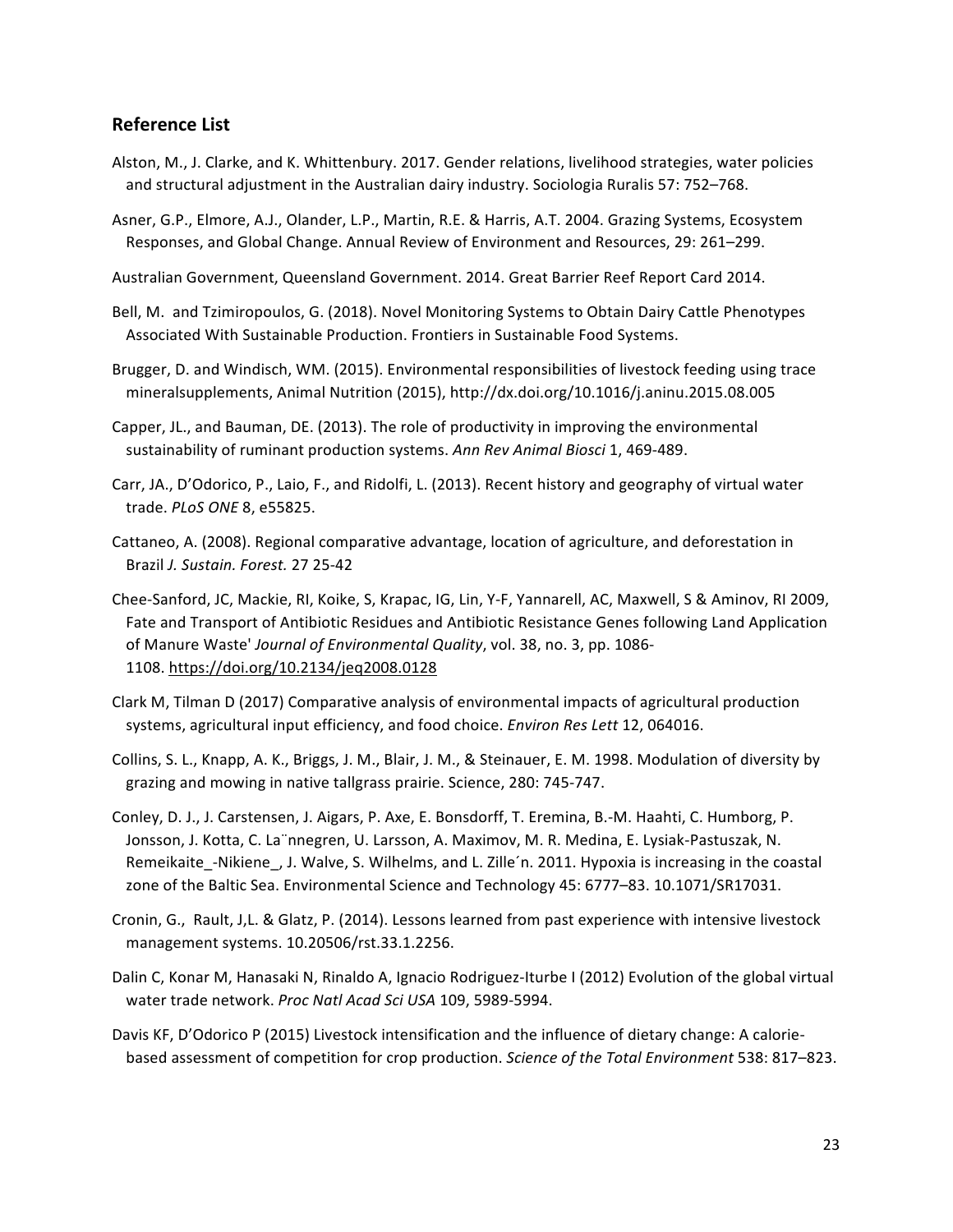## Reference List

Alston, M., J. Clarke, and K. Whittenbury. 2017. Gender relations, livelihood strategies, water policies and structural adjustment in the Australian dairy industry. Sociologia Ruralis 57: 752–768.

Asner, G.P., Elmore, A.J., Olander, L.P., Martin, R.E. & Harris, A.T. 2004. Grazing Systems, Ecosystem Responses, and Global Change. Annual Review of Environment and Resources, 29: 261–299.

Australian Government, Queensland Government. 2014. Great Barrier Reef Report Card 2014.

Bell, M. and Tzimiropoulos, G. (2018). Novel Monitoring Systems to Obtain Dairy Cattle Phenotypes Associated With Sustainable Production. Frontiers in Sustainable Food Systems.

Brugger, D. and Windisch, WM. (2015). Environmental responsibilities of livestock feeding using trace mineralsupplements, Animal Nutrition (2015), http://dx.doi.org/10.1016/j.aninu.2015.08.005

Capper, JL., and Bauman, DE. (2013). The role of productivity in improving the environmental sustainability of ruminant production systems. *Ann Rev Animal Biosci* 1, 469-489.

Carr, JA., D'Odorico, P., Laio, F., and Ridolfi, L. (2013). Recent history and geography of virtual water trade. *PLoS ONE* 8, e55825.

Cattaneo, A. (2008). Regional comparative advantage, location of agriculture, and deforestation in Brazil *J. Sustain. Forest.* 27 25-42

Chee-Sanford, JC, Mackie, RI, Koike, S, Krapac, IG, Lin, Y-F, Yannarell, AC, Maxwell, S & Aminov, RI 2009, Fate and Transport of Antibiotic Residues and Antibiotic Resistance Genes following Land Application of Manure Waste' *Journal of Environmental Quality*, vol. 38, no. 3, pp. 1086-1108. https://doi.org/10.2134/jeq2008.0128

Clark M, Tilman D (2017) Comparative analysis of environmental impacts of agricultural production systems, agricultural input efficiency, and food choice. *Environ Res Lett* 12, 064016.

Collins, S. L., Knapp, A. K., Briggs, J. M., Blair, J. M., & Steinauer, E. M. 1998. Modulation of diversity by grazing and mowing in native tallgrass prairie. Science, 280: 745-747.

Conley, D. J., J. Carstensen, J. Aigars, P. Axe, E. Bonsdorff, T. Eremina, B.-M. Haahti, C. Humborg, P. Jonsson, J. Kotta, C. La¨nnegren, U. Larsson, A. Maximov, M. R. Medina, E. Lysiak-Pastuszak, N. Remeikaite_-Nikiene_, J. Walve, S. Wilhelms, and L. Zille´n. 2011. Hypoxia is increasing in the coastal zone of the Baltic Sea. Environmental Science and Technology 45: 6777–83. 10.1071/SR17031.

Cronin, G., Rault, J,L. & Glatz, P. (2014). Lessons learned from past experience with intensive livestock management systems. 10.20506/rst.33.1.2256.

Dalin C, Konar M, Hanasaki N, Rinaldo A, Ignacio Rodriguez-Iturbe I (2012) Evolution of the global virtual water trade network. *Proc Natl Acad Sci USA* 109, 5989-5994.

Davis KF, D'Odorico P (2015) Livestock intensification and the influence of dietary change: A calorie-based assessment of competition for crop production. *Science of the Total Environment* 538: 817–823.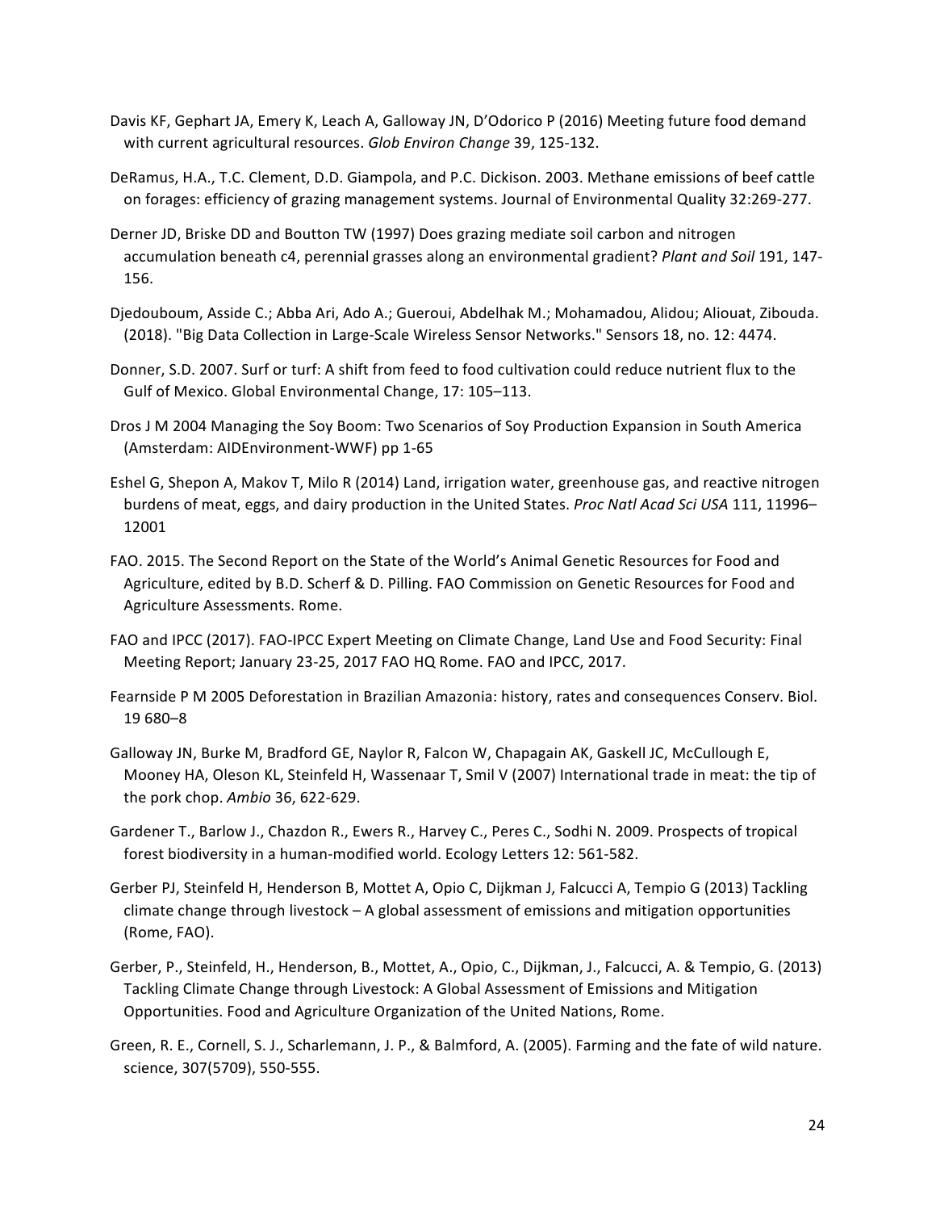Davis KF, Gephart JA, Emery K, Leach A, Galloway JN, D'Odorico P (2016) Meeting future food demand with current agricultural resources. *Glob Environ Change* 39, 125-132.

DeRamus, H.A., T.C. Clement, D.D. Giampola, and P.C. Dickison. 2003. Methane emissions of beef cattle on forages: efficiency of grazing management systems. Journal of Environmental Quality 32:269-277.

Derner JD, Briske DD and Boutton TW (1997) Does grazing mediate soil carbon and nitrogen accumulation beneath c4, perennial grasses along an environmental gradient? *Plant and Soil* 191, 147-156.

Djedouboum, Asside C.; Abba Ari, Ado A.; Gueroui, Abdelhak M.; Mohamadou, Alidou; Aliouat, Zibouda. (2018). "Big Data Collection in Large-Scale Wireless Sensor Networks." Sensors 18, no. 12: 4474.

Donner, S.D. 2007. Surf or turf: A shift from feed to food cultivation could reduce nutrient flux to the Gulf of Mexico. Global Environmental Change, 17: 105–113.

Dros J M 2004 Managing the Soy Boom: Two Scenarios of Soy Production Expansion in South America (Amsterdam: AIDEnvironment-WWF) pp 1-65

Eshel G, Shepon A, Makov T, Milo R (2014) Land, irrigation water, greenhouse gas, and reactive nitrogen burdens of meat, eggs, and dairy production in the United States. *Proc Natl Acad Sci USA* 111, 11996–12001

FAO. 2015. The Second Report on the State of the World's Animal Genetic Resources for Food and Agriculture, edited by B.D. Scherf & D. Pilling. FAO Commission on Genetic Resources for Food and Agriculture Assessments. Rome.

FAO and IPCC (2017). FAO-IPCC Expert Meeting on Climate Change, Land Use and Food Security: Final Meeting Report; January 23-25, 2017 FAO HQ Rome. FAO and IPCC, 2017.

Fearnside P M 2005 Deforestation in Brazilian Amazonia: history, rates and consequences Conserv. Biol. 19 680–8

Galloway JN, Burke M, Bradford GE, Naylor R, Falcon W, Chapagain AK, Gaskell JC, McCullough E, Mooney HA, Oleson KL, Steinfeld H, Wassenaar T, Smil V (2007) International trade in meat: the tip of the pork chop. *Ambio* 36, 622-629.

Gardener T., Barlow J., Chazdon R., Ewers R., Harvey C., Peres C., Sodhi N. 2009. Prospects of tropical forest biodiversity in a human-modified world. Ecology Letters 12: 561-582.

Gerber PJ, Steinfeld H, Henderson B, Mottet A, Opio C, Dijkman J, Falcucci A, Tempio G (2013) Tackling climate change through livestock – A global assessment of emissions and mitigation opportunities (Rome, FAO).

Gerber, P., Steinfeld, H., Henderson, B., Mottet, A., Opio, C., Dijkman, J., Falcucci, A. & Tempio, G. (2013) Tackling Climate Change through Livestock: A Global Assessment of Emissions and Mitigation Opportunities. Food and Agriculture Organization of the United Nations, Rome.

Green, R. E., Cornell, S. J., Scharlemann, J. P., & Balmford, A. (2005). Farming and the fate of wild nature. science, 307(5709), 550-555.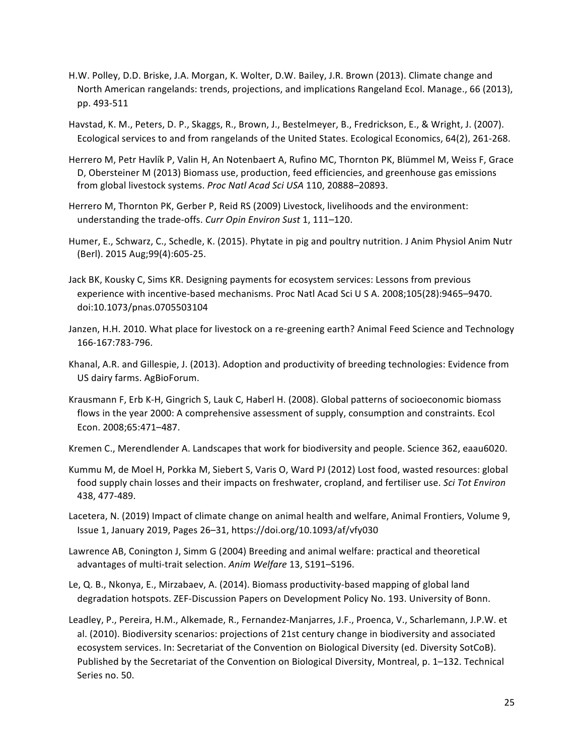H.W. Polley, D.D. Briske, J.A. Morgan, K. Wolter, D.W. Bailey, J.R. Brown (2013). Climate change and North American rangelands: trends, projections, and implications Rangeland Ecol. Manage., 66 (2013), pp. 493-511

Havstad, K. M., Peters, D. P., Skaggs, R., Brown, J., Bestelmeyer, B., Fredrickson, E., & Wright, J. (2007). Ecological services to and from rangelands of the United States. Ecological Economics, 64(2), 261-268.

Herrero M, Petr Havlík P, Valin H, An Notenbaert A, Rufino MC, Thornton PK, Blümmel M, Weiss F, Grace D, Obersteiner M (2013) Biomass use, production, feed efficiencies, and greenhouse gas emissions from global livestock systems. *Proc Natl Acad Sci USA* 110, 20888–20893.

Herrero M, Thornton PK, Gerber P, Reid RS (2009) Livestock, livelihoods and the environment: understanding the trade-offs. *Curr Opin Environ Sust* 1, 111–120.

Humer, E., Schwarz, C., Schedle, K. (2015). Phytate in pig and poultry nutrition. J Anim Physiol Anim Nutr (Berl). 2015 Aug;99(4):605-25.

Jack BK, Kousky C, Sims KR. Designing payments for ecosystem services: Lessons from previous experience with incentive-based mechanisms. Proc Natl Acad Sci U S A. 2008;105(28):9465–9470. doi:10.1073/pnas.0705503104

Janzen, H.H. 2010. What place for livestock on a re-greening earth? Animal Feed Science and Technology 166-167:783-796.

Khanal, A.R. and Gillespie, J. (2013). Adoption and productivity of breeding technologies: Evidence from US dairy farms. AgBioForum.

Krausmann F, Erb K-H, Gingrich S, Lauk C, Haberl H. (2008). Global patterns of socioeconomic biomass flows in the year 2000: A comprehensive assessment of supply, consumption and constraints. Ecol Econ. 2008;65:471–487.

Kremen C., Merendlender A. Landscapes that work for biodiversity and people. Science 362, eaau6020.

Kummu M, de Moel H, Porkka M, Siebert S, Varis O, Ward PJ (2012) Lost food, wasted resources: global food supply chain losses and their impacts on freshwater, cropland, and fertiliser use. *Sci Tot Environ* 438, 477-489.

Lacetera, N. (2019) Impact of climate change on animal health and welfare, Animal Frontiers, Volume 9, Issue 1, January 2019, Pages 26–31, https://doi.org/10.1093/af/vfy030

Lawrence AB, Conington J, Simm G (2004) Breeding and animal welfare: practical and theoretical advantages of multi-trait selection. *Anim Welfare* 13, S191–S196.

Le, Q. B., Nkonya, E., Mirzabaev, A. (2014). Biomass productivity-based mapping of global land degradation hotspots. ZEF-Discussion Papers on Development Policy No. 193. University of Bonn.

Leadley, P., Pereira, H.M., Alkemade, R., Fernandez-Manjarres, J.F., Proenca, V., Scharlemann, J.P.W. et al. (2010). Biodiversity scenarios: projections of 21st century change in biodiversity and associated ecosystem services. In: Secretariat of the Convention on Biological Diversity (ed. Diversity SotCoB). Published by the Secretariat of the Convention on Biological Diversity, Montreal, p. 1–132. Technical Series no. 50.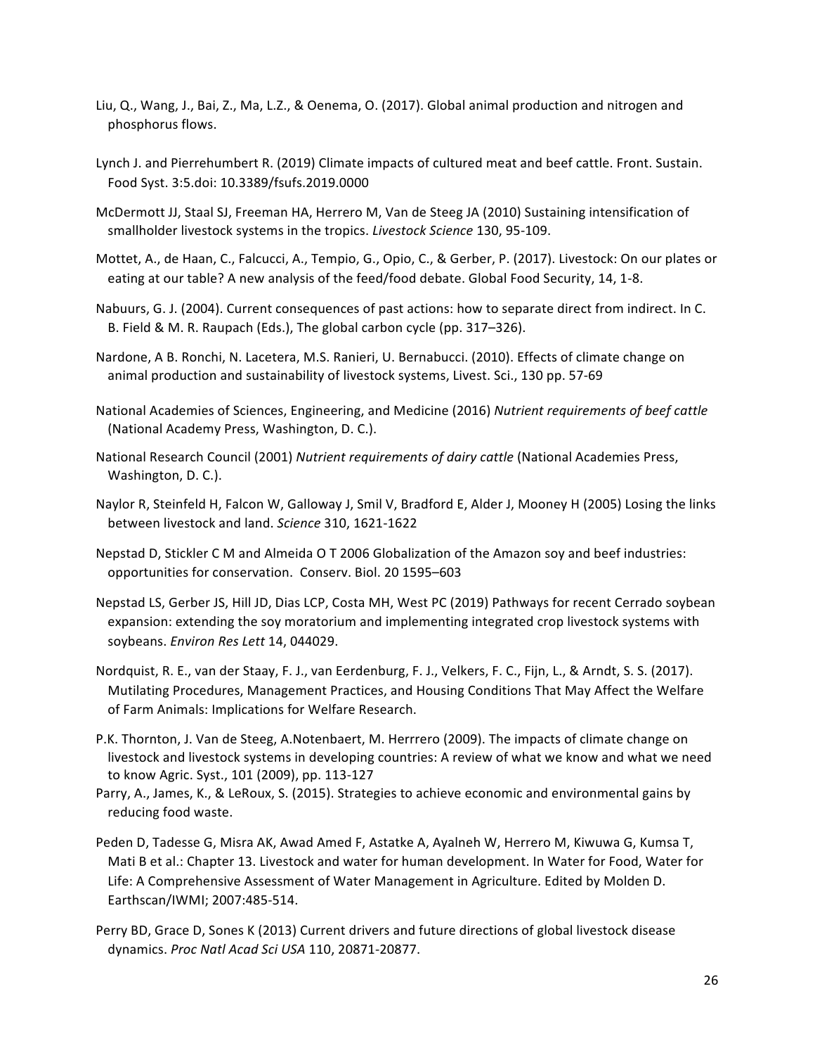Liu, Q., Wang, J., Bai, Z., Ma, L.Z., & Oenema, O. (2017). Global animal production and nitrogen and phosphorus flows.

Lynch J. and Pierrehumbert R. (2019) Climate impacts of cultured meat and beef cattle. Front. Sustain. Food Syst. 3:5.doi: 10.3389/fsufs.2019.0000

McDermott JJ, Staal SJ, Freeman HA, Herrero M, Van de Steeg JA (2010) Sustaining intensification of smallholder livestock systems in the tropics. *Livestock Science* 130, 95-109.

Mottet, A., de Haan, C., Falcucci, A., Tempio, G., Opio, C., & Gerber, P. (2017). Livestock: On our plates or eating at our table? A new analysis of the feed/food debate. Global Food Security, 14, 1-8.

Nabuurs, G. J. (2004). Current consequences of past actions: how to separate direct from indirect. In C. B. Field & M. R. Raupach (Eds.), The global carbon cycle (pp. 317–326).

Nardone, A B. Ronchi, N. Lacetera, M.S. Ranieri, U. Bernabucci. (2010). Effects of climate change on animal production and sustainability of livestock systems, Livest. Sci., 130 pp. 57-69

National Academies of Sciences, Engineering, and Medicine (2016) *Nutrient requirements of beef cattle* (National Academy Press, Washington, D. C.).

National Research Council (2001) *Nutrient requirements of dairy cattle* (National Academies Press, Washington, D. C.).

Naylor R, Steinfeld H, Falcon W, Galloway J, Smil V, Bradford E, Alder J, Mooney H (2005) Losing the links between livestock and land. *Science* 310, 1621-1622

Nepstad D, Stickler C M and Almeida O T 2006 Globalization of the Amazon soy and beef industries: opportunities for conservation. Conserv. Biol. 20 1595–603

Nepstad LS, Gerber JS, Hill JD, Dias LCP, Costa MH, West PC (2019) Pathways for recent Cerrado soybean expansion: extending the soy moratorium and implementing integrated crop livestock systems with soybeans. *Environ Res Lett* 14, 044029.

Nordquist, R. E., van der Staay, F. J., van Eerdenburg, F. J., Velkers, F. C., Fijn, L., & Arndt, S. S. (2017). Mutilating Procedures, Management Practices, and Housing Conditions That May Affect the Welfare of Farm Animals: Implications for Welfare Research.

P.K. Thornton, J. Van de Steeg, A.Notenbaert, M. Herrrero (2009). The impacts of climate change on livestock and livestock systems in developing countries: A review of what we know and what we need to know Agric. Syst., 101 (2009), pp. 113-127

Parry, A., James, K., & LeRoux, S. (2015). Strategies to achieve economic and environmental gains by reducing food waste.

Peden D, Tadesse G, Misra AK, Awad Amed F, Astatke A, Ayalneh W, Herrero M, Kiwuwa G, Kumsa T, Mati B et al.: Chapter 13. Livestock and water for human development. In Water for Food, Water for Life: A Comprehensive Assessment of Water Management in Agriculture. Edited by Molden D. Earthscan/IWMI; 2007:485-514.

Perry BD, Grace D, Sones K (2013) Current drivers and future directions of global livestock disease dynamics. *Proc Natl Acad Sci USA* 110, 20871-20877.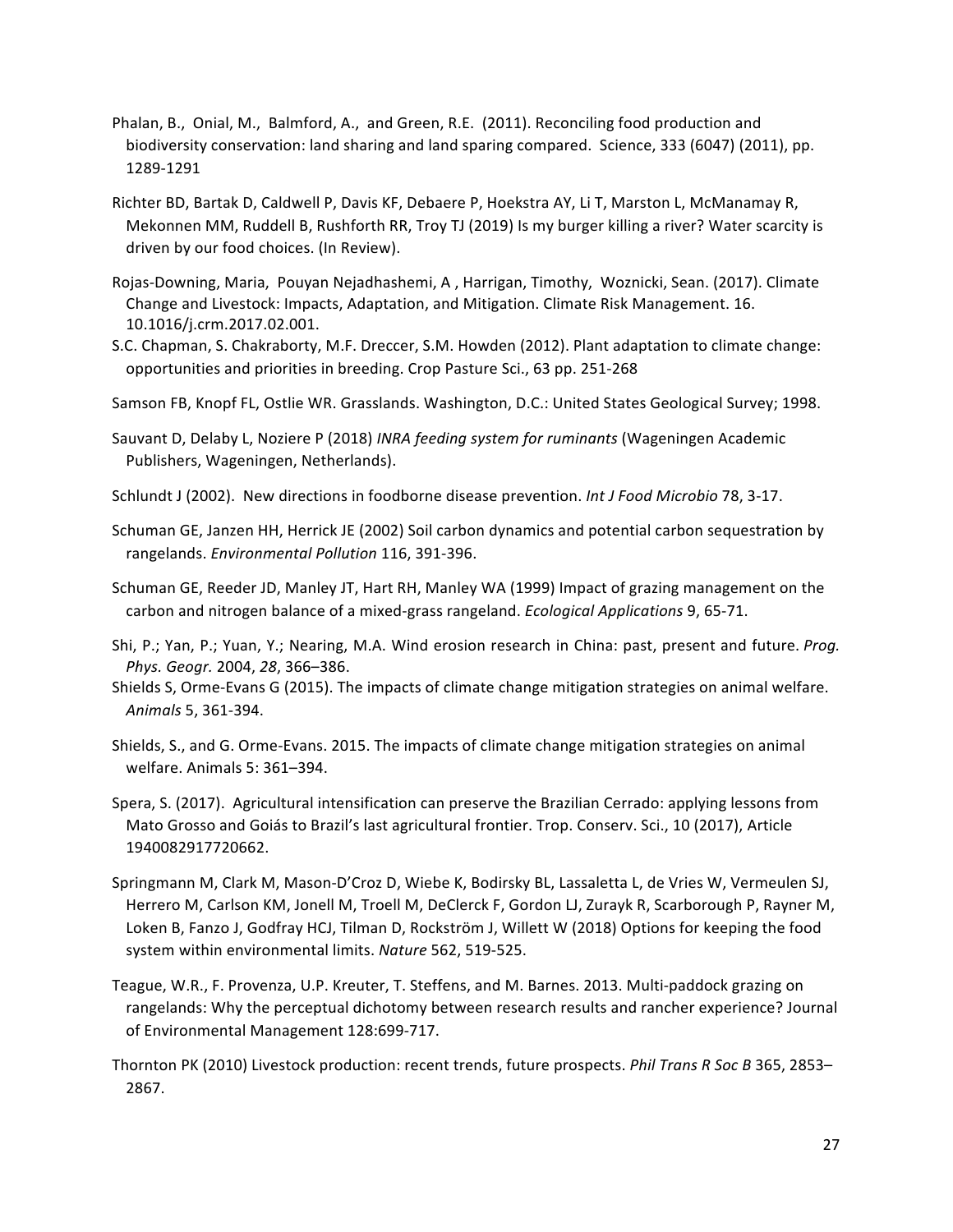Phalan, B., Onial, M., Balmford, A., and Green, R.E. (2011). Reconciling food production and biodiversity conservation: land sharing and land sparing compared. Science, 333 (6047) (2011), pp. 1289-1291

Richter BD, Bartak D, Caldwell P, Davis KF, Debaere P, Hoekstra AY, Li T, Marston L, McManamay R, Mekonnen MM, Ruddell B, Rushforth RR, Troy TJ (2019) Is my burger killing a river? Water scarcity is driven by our food choices. (In Review).

Rojas-Downing, Maria, Pouyan Nejadhashemi, A , Harrigan, Timothy, Woznicki, Sean. (2017). Climate Change and Livestock: Impacts, Adaptation, and Mitigation. Climate Risk Management. 16. 10.1016/j.crm.2017.02.001.

S.C. Chapman, S. Chakraborty, M.F. Dreccer, S.M. Howden (2012). Plant adaptation to climate change: opportunities and priorities in breeding. Crop Pasture Sci., 63 pp. 251-268

Samson FB, Knopf FL, Ostlie WR. Grasslands. Washington, D.C.: United States Geological Survey; 1998.

Sauvant D, Delaby L, Noziere P (2018) *INRA feeding system for ruminants* (Wageningen Academic Publishers, Wageningen, Netherlands).

Schlundt J (2002). New directions in foodborne disease prevention. *Int J Food Microbio* 78, 3-17.

Schuman GE, Janzen HH, Herrick JE (2002) Soil carbon dynamics and potential carbon sequestration by rangelands. *Environmental Pollution* 116, 391-396.

Schuman GE, Reeder JD, Manley JT, Hart RH, Manley WA (1999) Impact of grazing management on the carbon and nitrogen balance of a mixed-grass rangeland. *Ecological Applications* 9, 65-71.

Shi, P.; Yan, P.; Yuan, Y.; Nearing, M.A. Wind erosion research in China: past, present and future. *Prog. Phys. Geogr.* 2004, *28*, 366–386.

Shields S, Orme-Evans G (2015). The impacts of climate change mitigation strategies on animal welfare. *Animals* 5, 361-394.

Shields, S., and G. Orme-Evans. 2015. The impacts of climate change mitigation strategies on animal welfare. Animals 5: 361–394.

Spera, S. (2017). Agricultural intensification can preserve the Brazilian Cerrado: applying lessons from Mato Grosso and Goiás to Brazil's last agricultural frontier. Trop. Conserv. Sci., 10 (2017), Article 1940082917720662.

Springmann M, Clark M, Mason-D'Croz D, Wiebe K, Bodirsky BL, Lassaletta L, de Vries W, Vermeulen SJ, Herrero M, Carlson KM, Jonell M, Troell M, DeClerck F, Gordon LJ, Zurayk R, Scarborough P, Rayner M, Loken B, Fanzo J, Godfray HCJ, Tilman D, Rockström J, Willett W (2018) Options for keeping the food system within environmental limits. *Nature* 562, 519-525.

Teague, W.R., F. Provenza, U.P. Kreuter, T. Steffens, and M. Barnes. 2013. Multi-paddock grazing on rangelands: Why the perceptual dichotomy between research results and rancher experience? Journal of Environmental Management 128:699-717.

Thornton PK (2010) Livestock production: recent trends, future prospects. *Phil Trans R Soc B* 365, 2853–2867.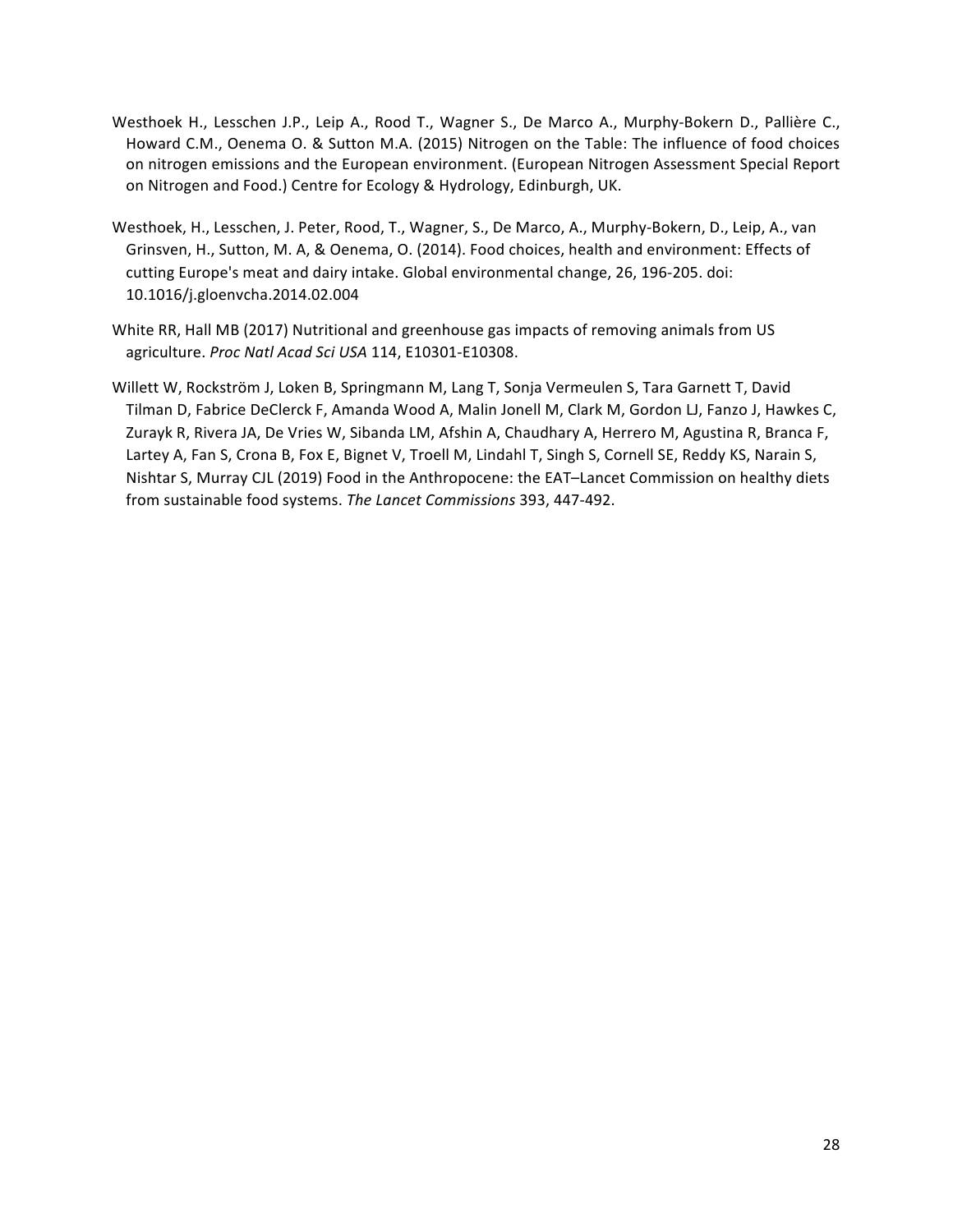Westhoek H., Lesschen J.P., Leip A., Rood T., Wagner S., De Marco A., Murphy-Bokern D., Pallière C., Howard C.M., Oenema O. & Sutton M.A. (2015) Nitrogen on the Table: The influence of food choices on nitrogen emissions and the European environment. (European Nitrogen Assessment Special Report on Nitrogen and Food.) Centre for Ecology & Hydrology, Edinburgh, UK.

Westhoek, H., Lesschen, J. Peter, Rood, T., Wagner, S., De Marco, A., Murphy-Bokern, D., Leip, A., van Grinsven, H., Sutton, M. A, & Oenema, O. (2014). Food choices, health and environment: Effects of cutting Europe's meat and dairy intake. Global environmental change, 26, 196-205. doi: 10.1016/j.gloenvcha.2014.02.004

White RR, Hall MB (2017) Nutritional and greenhouse gas impacts of removing animals from US agriculture. *Proc Natl Acad Sci USA* 114, E10301-E10308.

Willett W, Rockström J, Loken B, Springmann M, Lang T, Sonja Vermeulen S, Tara Garnett T, David Tilman D, Fabrice DeClerck F, Amanda Wood A, Malin Jonell M, Clark M, Gordon LJ, Fanzo J, Hawkes C, Zurayk R, Rivera JA, De Vries W, Sibanda LM, Afshin A, Chaudhary A, Herrero M, Agustina R, Branca F, Lartey A, Fan S, Crona B, Fox E, Bignet V, Troell M, Lindahl T, Singh S, Cornell SE, Reddy KS, Narain S, Nishtar S, Murray CJL (2019) Food in the Anthropocene: the EAT–Lancet Commission on healthy diets from sustainable food systems. *The Lancet Commissions* 393, 447-492.